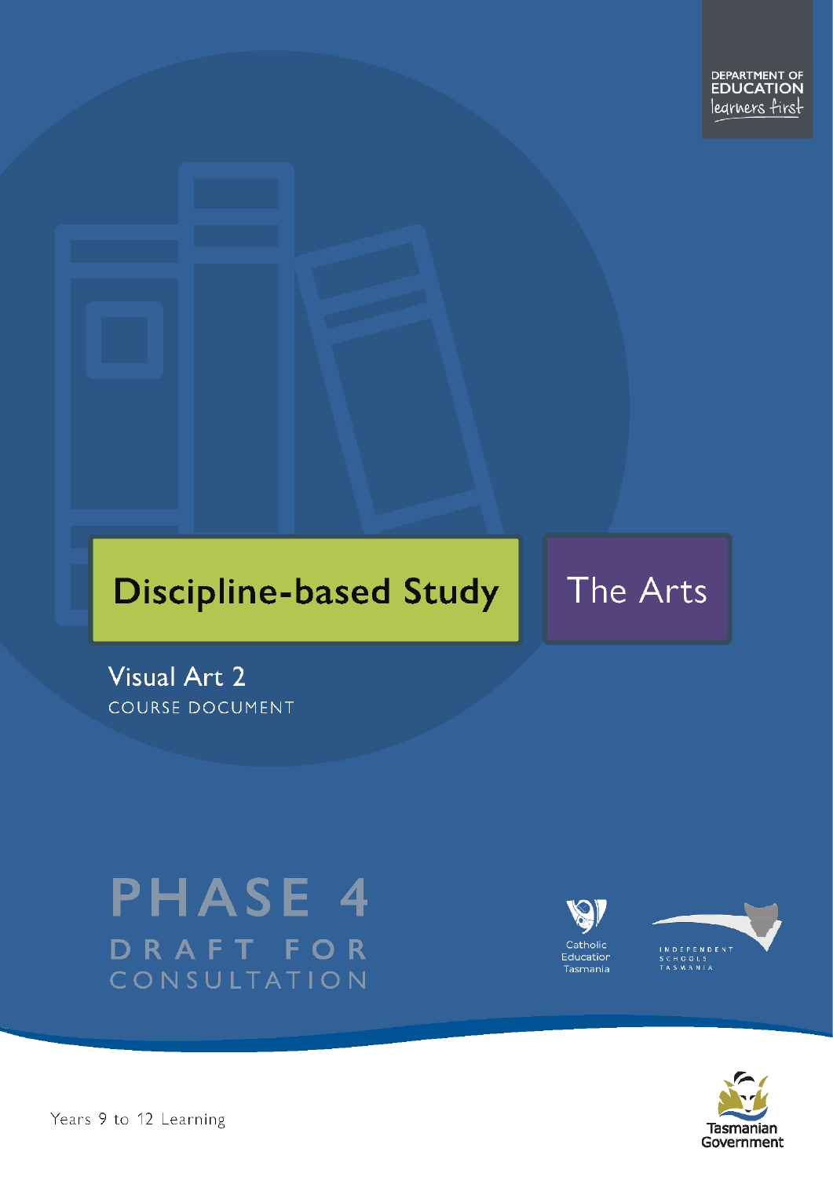DEPARTMENT OF EDUCATION

learners first

# Discipline-based Study

# The Arts

## Visual Art 2

COURSE DOCUMENT

**PHASE 4**

DRAFT FOR CONSULTATION

Catholic Education Tasmania

INDEPENDENT SCHOOLS TASMANIA

Years 9 to 12 Learning

Tasmanian Government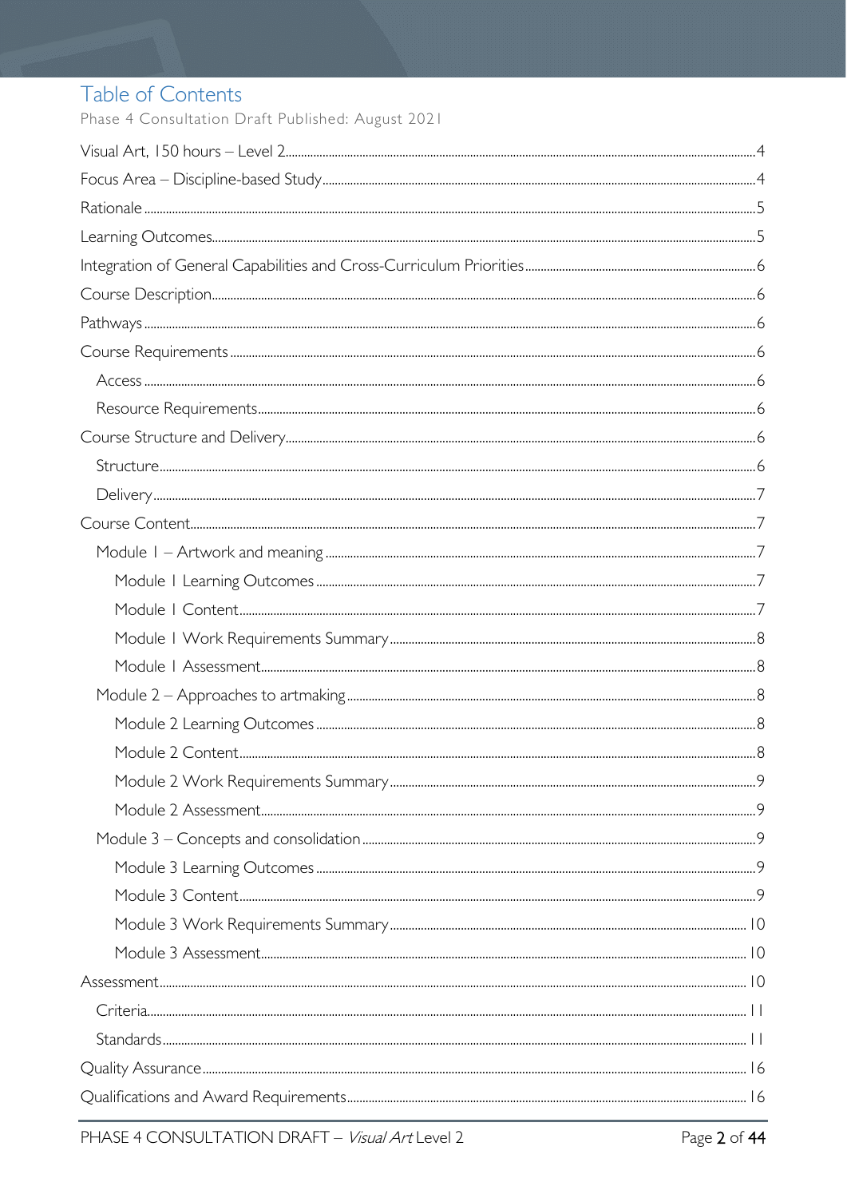# Table of Contents

Phase 4 Consultation Draft Published: August 2021

- Visual Art, 150 hours – Level 2 ... 4
- Focus Area – Discipline-based Study ... 4
- Rationale ... 5
- Learning Outcomes ... 5
- Integration of General Capabilities and Cross-Curriculum Priorities ... 6
- Course Description ... 6
- Pathways ... 6
- Course Requirements ... 6
  - Access ... 6
  - Resource Requirements ... 6
- Course Structure and Delivery ... 6
  - Structure ... 6
  - Delivery ... 7
- Course Content ... 7
  - Module 1 – Artwork and meaning ... 7
    - Module 1 Learning Outcomes ... 7
    - Module 1 Content ... 7
    - Module 1 Work Requirements Summary ... 8
    - Module 1 Assessment ... 8
  - Module 2 – Approaches to artmaking ... 8
    - Module 2 Learning Outcomes ... 8
    - Module 2 Content ... 8
    - Module 2 Work Requirements Summary ... 9
    - Module 2 Assessment ... 9
  - Module 3 – Concepts and consolidation ... 9
    - Module 3 Learning Outcomes ... 9
    - Module 3 Content ... 9
    - Module 3 Work Requirements Summary ... 10
    - Module 3 Assessment ... 10
- Assessment ... 10
  - Criteria ... 11
  - Standards ... 11
- Quality Assurance ... 16
- Qualifications and Award Requirements ... 16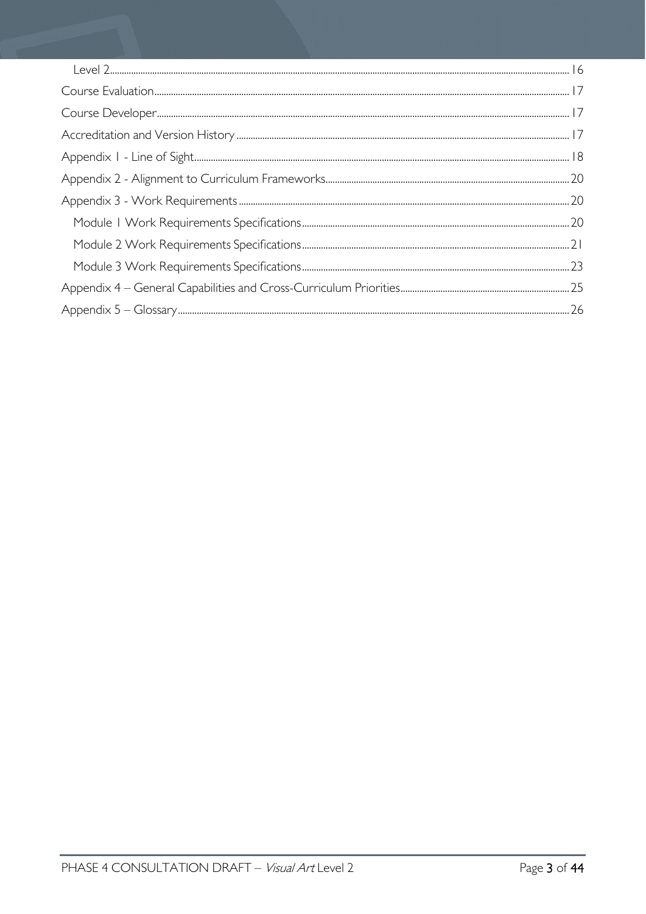- Level 2 ... 16
- Course Evaluation ... 17
- Course Developer ... 17
- Accreditation and Version History ... 17
- Appendix 1 - Line of Sight ... 18
- Appendix 2 - Alignment to Curriculum Frameworks ... 20
- Appendix 3 - Work Requirements ... 20
  - Module 1 Work Requirements Specifications ... 20
  - Module 2 Work Requirements Specifications ... 21
  - Module 3 Work Requirements Specifications ... 23
- Appendix 4 – General Capabilities and Cross-Curriculum Priorities ... 25
- Appendix 5 – Glossary ... 26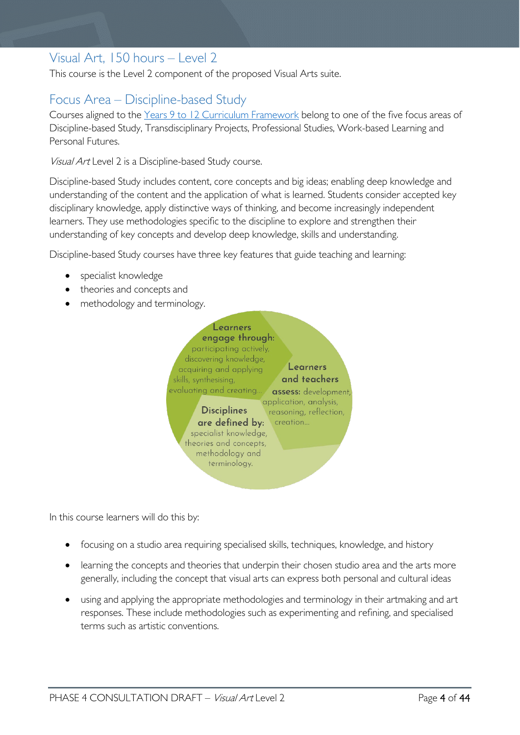## Visual Art, 150 hours – Level 2

This course is the Level 2 component of the proposed Visual Arts suite.

## Focus Area – Discipline-based Study

Courses aligned to the Years 9 to 12 Curriculum Framework belong to one of the five focus areas of Discipline-based Study, Transdisciplinary Projects, Professional Studies, Work-based Learning and Personal Futures.

*Visual Art* Level 2 is a Discipline-based Study course.

Discipline-based Study includes content, core concepts and big ideas; enabling deep knowledge and understanding of the content and the application of what is learned. Students consider accepted key disciplinary knowledge, apply distinctive ways of thinking, and become increasingly independent learners. They use methodologies specific to the discipline to explore and strengthen their understanding of key concepts and develop deep knowledge, skills and understanding.

Discipline-based Study courses have three key features that guide teaching and learning:

- specialist knowledge
- theories and concepts and
- methodology and terminology.

**Learners engage through:** participating actively, discovering knowledge, acquiring and applying skills, synthesising, evaluating and creating…

**Learners and teachers assess:** development, application, analysis, reasoning, reflection, creation…

**Disciplines are defined by:** specialist knowledge, theories and concepts, methodology and terminology.

In this course learners will do this by:

- focusing on a studio area requiring specialised skills, techniques, knowledge, and history
- learning the concepts and theories that underpin their chosen studio area and the arts more generally, including the concept that visual arts can express both personal and cultural ideas
- using and applying the appropriate methodologies and terminology in their artmaking and art responses. These include methodologies such as experimenting and refining, and specialised terms such as artistic conventions.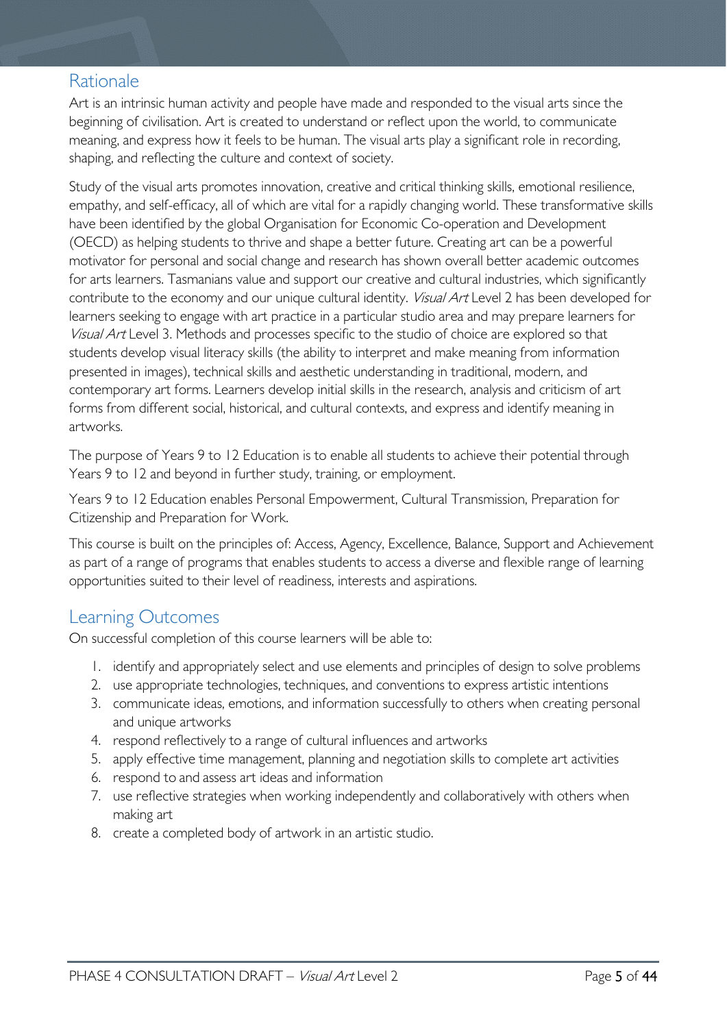## Rationale

Art is an intrinsic human activity and people have made and responded to the visual arts since the beginning of civilisation. Art is created to understand or reflect upon the world, to communicate meaning, and express how it feels to be human. The visual arts play a significant role in recording, shaping, and reflecting the culture and context of society.

Study of the visual arts promotes innovation, creative and critical thinking skills, emotional resilience, empathy, and self-efficacy, all of which are vital for a rapidly changing world. These transformative skills have been identified by the global Organisation for Economic Co-operation and Development (OECD) as helping students to thrive and shape a better future. Creating art can be a powerful motivator for personal and social change and research has shown overall better academic outcomes for arts learners. Tasmanians value and support our creative and cultural industries, which significantly contribute to the economy and our unique cultural identity. *Visual Art* Level 2 has been developed for learners seeking to engage with art practice in a particular studio area and may prepare learners for *Visual Art* Level 3. Methods and processes specific to the studio of choice are explored so that students develop visual literacy skills (the ability to interpret and make meaning from information presented in images), technical skills and aesthetic understanding in traditional, modern, and contemporary art forms. Learners develop initial skills in the research, analysis and criticism of art forms from different social, historical, and cultural contexts, and express and identify meaning in artworks.

The purpose of Years 9 to 12 Education is to enable all students to achieve their potential through Years 9 to 12 and beyond in further study, training, or employment.

Years 9 to 12 Education enables Personal Empowerment, Cultural Transmission, Preparation for Citizenship and Preparation for Work.

This course is built on the principles of: Access, Agency, Excellence, Balance, Support and Achievement as part of a range of programs that enables students to access a diverse and flexible range of learning opportunities suited to their level of readiness, interests and aspirations.

## Learning Outcomes

On successful completion of this course learners will be able to:

1. identify and appropriately select and use elements and principles of design to solve problems
2. use appropriate technologies, techniques, and conventions to express artistic intentions
3. communicate ideas, emotions, and information successfully to others when creating personal and unique artworks
4. respond reflectively to a range of cultural influences and artworks
5. apply effective time management, planning and negotiation skills to complete art activities
6. respond to and assess art ideas and information
7. use reflective strategies when working independently and collaboratively with others when making art
8. create a completed body of artwork in an artistic studio.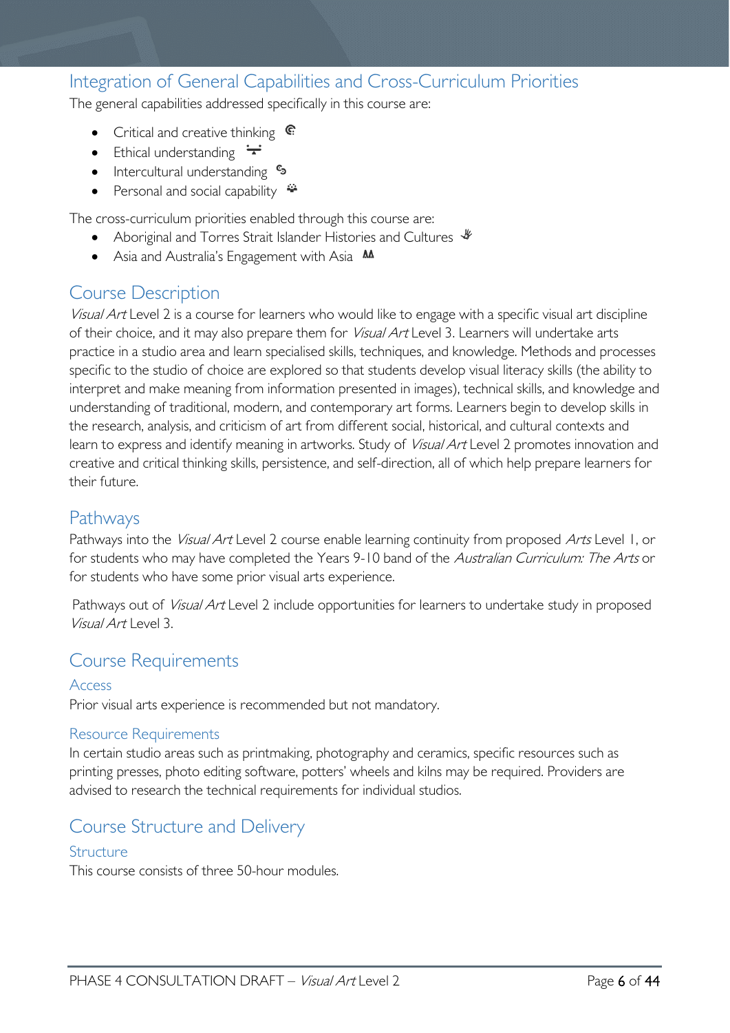## Integration of General Capabilities and Cross-Curriculum Priorities

The general capabilities addressed specifically in this course are:

- Critical and creative thinking
- Ethical understanding
- Intercultural understanding
- Personal and social capability

The cross-curriculum priorities enabled through this course are:

- Aboriginal and Torres Strait Islander Histories and Cultures
- Asia and Australia's Engagement with Asia

## Course Description

*Visual Art* Level 2 is a course for learners who would like to engage with a specific visual art discipline of their choice, and it may also prepare them for *Visual Art* Level 3. Learners will undertake arts practice in a studio area and learn specialised skills, techniques, and knowledge. Methods and processes specific to the studio of choice are explored so that students develop visual literacy skills (the ability to interpret and make meaning from information presented in images), technical skills, and knowledge and understanding of traditional, modern, and contemporary art forms. Learners begin to develop skills in the research, analysis, and criticism of art from different social, historical, and cultural contexts and learn to express and identify meaning in artworks. Study of *Visual Art* Level 2 promotes innovation and creative and critical thinking skills, persistence, and self-direction, all of which help prepare learners for their future.

## Pathways

Pathways into the *Visual Art* Level 2 course enable learning continuity from proposed *Arts* Level 1, or for students who may have completed the Years 9-10 band of the *Australian Curriculum: The Arts* or for students who have some prior visual arts experience.

Pathways out of *Visual Art* Level 2 include opportunities for learners to undertake study in proposed *Visual Art* Level 3.

## Course Requirements

### Access

Prior visual arts experience is recommended but not mandatory.

### Resource Requirements

In certain studio areas such as printmaking, photography and ceramics, specific resources such as printing presses, photo editing software, potters' wheels and kilns may be required. Providers are advised to research the technical requirements for individual studios.

## Course Structure and Delivery

### Structure

This course consists of three 50-hour modules.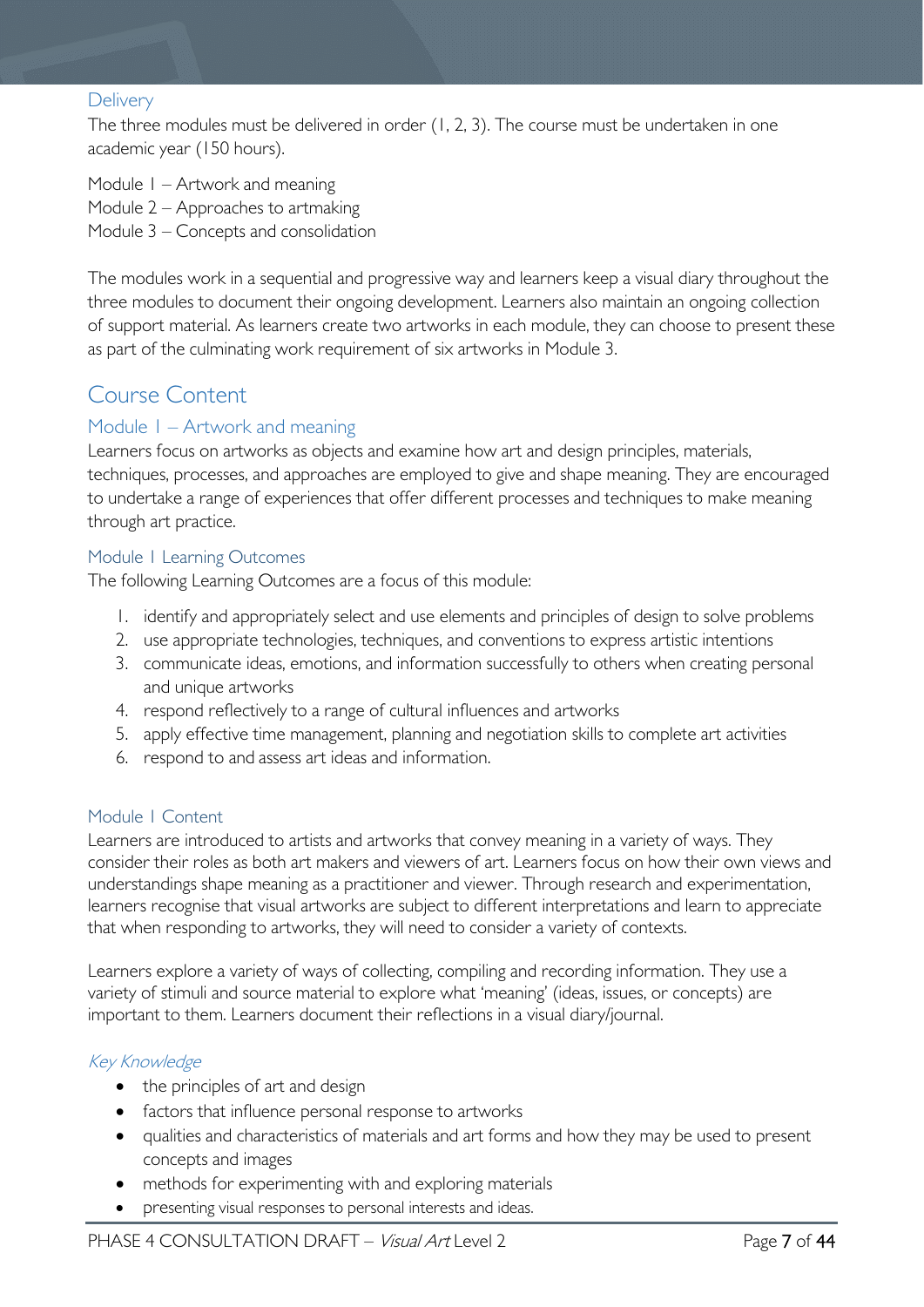### Delivery

The three modules must be delivered in order (1, 2, 3). The course must be undertaken in one academic year (150 hours).

Module 1 – Artwork and meaning
Module 2 – Approaches to artmaking
Module 3 – Concepts and consolidation

The modules work in a sequential and progressive way and learners keep a visual diary throughout the three modules to document their ongoing development. Learners also maintain an ongoing collection of support material. As learners create two artworks in each module, they can choose to present these as part of the culminating work requirement of six artworks in Module 3.

## Course Content

### Module 1 – Artwork and meaning

Learners focus on artworks as objects and examine how art and design principles, materials, techniques, processes, and approaches are employed to give and shape meaning. They are encouraged to undertake a range of experiences that offer different processes and techniques to make meaning through art practice.

#### Module 1 Learning Outcomes

The following Learning Outcomes are a focus of this module:

1. identify and appropriately select and use elements and principles of design to solve problems
2. use appropriate technologies, techniques, and conventions to express artistic intentions
3. communicate ideas, emotions, and information successfully to others when creating personal and unique artworks
4. respond reflectively to a range of cultural influences and artworks
5. apply effective time management, planning and negotiation skills to complete art activities
6. respond to and assess art ideas and information.

#### Module 1 Content

Learners are introduced to artists and artworks that convey meaning in a variety of ways. They consider their roles as both art makers and viewers of art. Learners focus on how their own views and understandings shape meaning as a practitioner and viewer. Through research and experimentation, learners recognise that visual artworks are subject to different interpretations and learn to appreciate that when responding to artworks, they will need to consider a variety of contexts.

Learners explore a variety of ways of collecting, compiling and recording information. They use a variety of stimuli and source material to explore what 'meaning' (ideas, issues, or concepts) are important to them. Learners document their reflections in a visual diary/journal.

*Key Knowledge*

- the principles of art and design
- factors that influence personal response to artworks
- qualities and characteristics of materials and art forms and how they may be used to present concepts and images
- methods for experimenting with and exploring materials
- presenting visual responses to personal interests and ideas.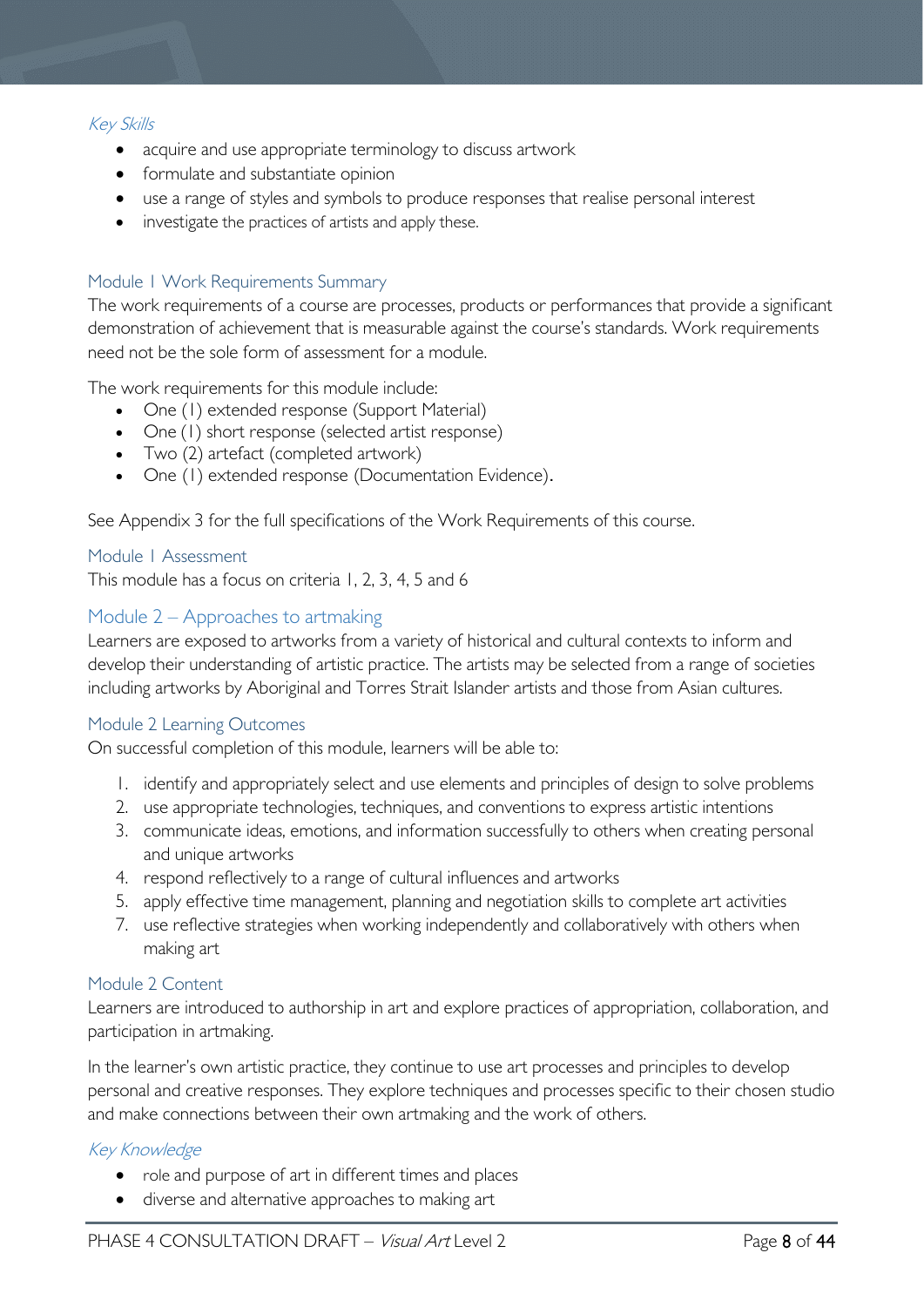#### *Key Skills*

- acquire and use appropriate terminology to discuss artwork
- formulate and substantiate opinion
- use a range of styles and symbols to produce responses that realise personal interest
- investigate the practices of artists and apply these.

### Module 1 Work Requirements Summary

The work requirements of a course are processes, products or performances that provide a significant demonstration of achievement that is measurable against the course's standards. Work requirements need not be the sole form of assessment for a module.

The work requirements for this module include:

- One (1) extended response (Support Material)
- One (1) short response (selected artist response)
- Two (2) artefact (completed artwork)
- One (1) extended response (Documentation Evidence).

See Appendix 3 for the full specifications of the Work Requirements of this course.

### Module 1 Assessment

This module has a focus on criteria 1, 2, 3, 4, 5 and 6

## Module 2 – Approaches to artmaking

Learners are exposed to artworks from a variety of historical and cultural contexts to inform and develop their understanding of artistic practice. The artists may be selected from a range of societies including artworks by Aboriginal and Torres Strait Islander artists and those from Asian cultures.

### Module 2 Learning Outcomes

On successful completion of this module, learners will be able to:

1. identify and appropriately select and use elements and principles of design to solve problems
2. use appropriate technologies, techniques, and conventions to express artistic intentions
3. communicate ideas, emotions, and information successfully to others when creating personal and unique artworks
4. respond reflectively to a range of cultural influences and artworks
5. apply effective time management, planning and negotiation skills to complete art activities
7. use reflective strategies when working independently and collaboratively with others when making art

### Module 2 Content

Learners are introduced to authorship in art and explore practices of appropriation, collaboration, and participation in artmaking.

In the learner's own artistic practice, they continue to use art processes and principles to develop personal and creative responses. They explore techniques and processes specific to their chosen studio and make connections between their own artmaking and the work of others.

#### *Key Knowledge*

- role and purpose of art in different times and places
- diverse and alternative approaches to making art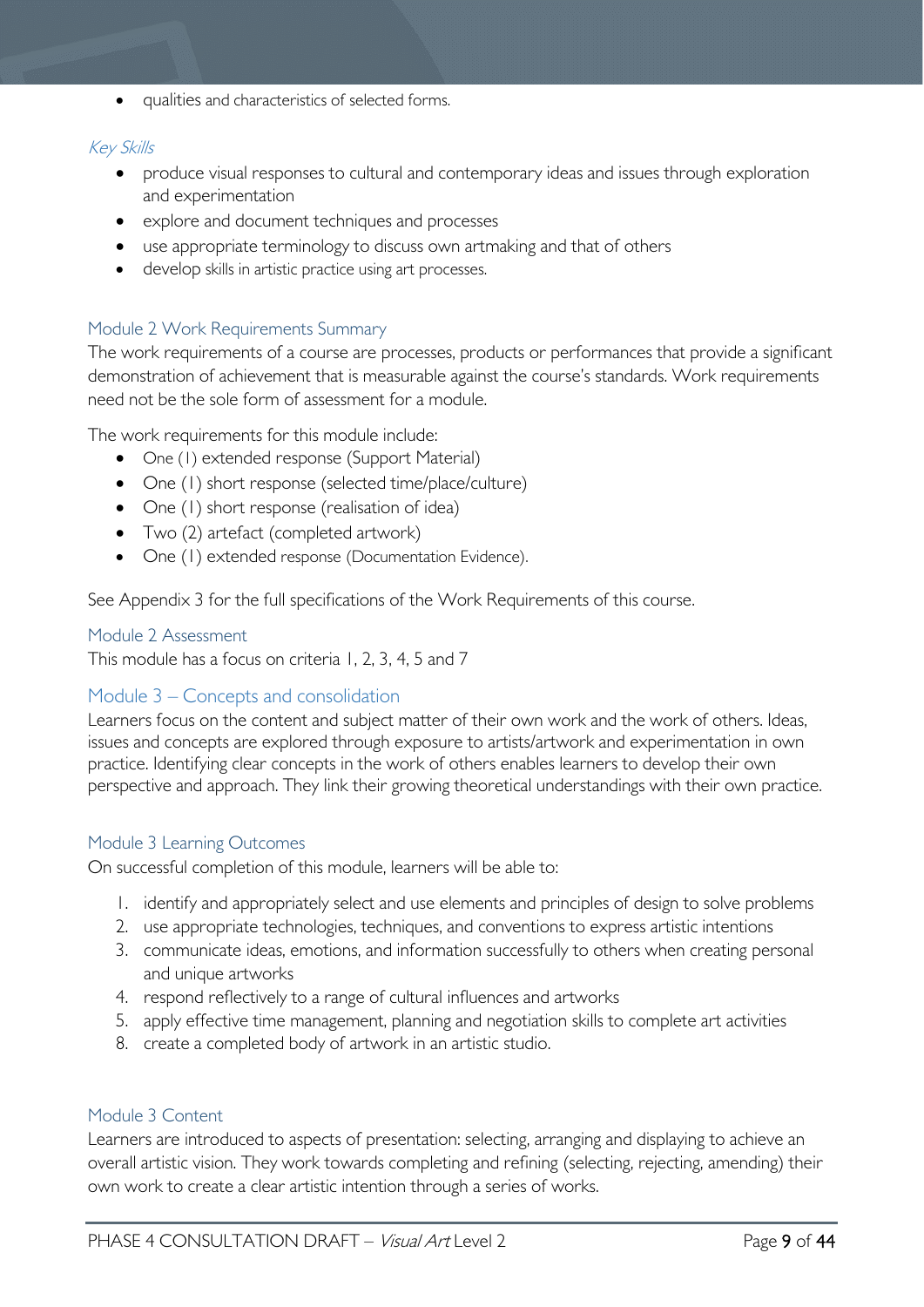- qualities and characteristics of selected forms.

#### *Key Skills*

- produce visual responses to cultural and contemporary ideas and issues through exploration and experimentation
- explore and document techniques and processes
- use appropriate terminology to discuss own artmaking and that of others
- develop skills in artistic practice using art processes.

### Module 2 Work Requirements Summary

The work requirements of a course are processes, products or performances that provide a significant demonstration of achievement that is measurable against the course's standards. Work requirements need not be the sole form of assessment for a module.

The work requirements for this module include:

- One (1) extended response (Support Material)
- One (1) short response (selected time/place/culture)
- One (1) short response (realisation of idea)
- Two (2) artefact (completed artwork)
- One (1) extended response (Documentation Evidence).

See Appendix 3 for the full specifications of the Work Requirements of this course.

### Module 2 Assessment

This module has a focus on criteria 1, 2, 3, 4, 5 and 7

## Module 3 – Concepts and consolidation

Learners focus on the content and subject matter of their own work and the work of others. Ideas, issues and concepts are explored through exposure to artists/artwork and experimentation in own practice. Identifying clear concepts in the work of others enables learners to develop their own perspective and approach. They link their growing theoretical understandings with their own practice.

### Module 3 Learning Outcomes

On successful completion of this module, learners will be able to:

1. identify and appropriately select and use elements and principles of design to solve problems
2. use appropriate technologies, techniques, and conventions to express artistic intentions
3. communicate ideas, emotions, and information successfully to others when creating personal and unique artworks
4. respond reflectively to a range of cultural influences and artworks
5. apply effective time management, planning and negotiation skills to complete art activities

8. create a completed body of artwork in an artistic studio.

### Module 3 Content

Learners are introduced to aspects of presentation: selecting, arranging and displaying to achieve an overall artistic vision. They work towards completing and refining (selecting, rejecting, amending) their own work to create a clear artistic intention through a series of works.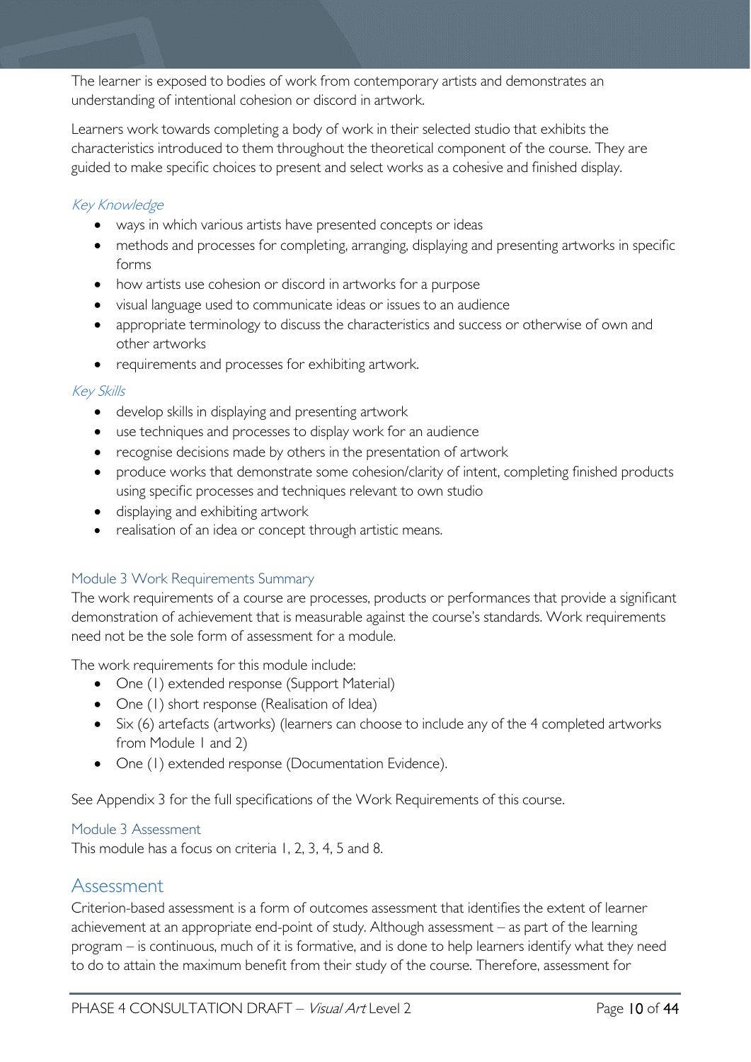The learner is exposed to bodies of work from contemporary artists and demonstrates an understanding of intentional cohesion or discord in artwork.

Learners work towards completing a body of work in their selected studio that exhibits the characteristics introduced to them throughout the theoretical component of the course. They are guided to make specific choices to present and select works as a cohesive and finished display.

#### *Key Knowledge*

- ways in which various artists have presented concepts or ideas
- methods and processes for completing, arranging, displaying and presenting artworks in specific forms
- how artists use cohesion or discord in artworks for a purpose
- visual language used to communicate ideas or issues to an audience
- appropriate terminology to discuss the characteristics and success or otherwise of own and other artworks
- requirements and processes for exhibiting artwork.

#### *Key Skills*

- develop skills in displaying and presenting artwork
- use techniques and processes to display work for an audience
- recognise decisions made by others in the presentation of artwork
- produce works that demonstrate some cohesion/clarity of intent, completing finished products using specific processes and techniques relevant to own studio
- displaying and exhibiting artwork
- realisation of an idea or concept through artistic means.

### Module 3 Work Requirements Summary

The work requirements of a course are processes, products or performances that provide a significant demonstration of achievement that is measurable against the course's standards. Work requirements need not be the sole form of assessment for a module.

The work requirements for this module include:

- One (1) extended response (Support Material)
- One (1) short response (Realisation of Idea)
- Six (6) artefacts (artworks) (learners can choose to include any of the 4 completed artworks from Module 1 and 2)
- One (1) extended response (Documentation Evidence).

See Appendix 3 for the full specifications of the Work Requirements of this course.

### Module 3 Assessment

This module has a focus on criteria 1, 2, 3, 4, 5 and 8.

## Assessment

Criterion-based assessment is a form of outcomes assessment that identifies the extent of learner achievement at an appropriate end-point of study. Although assessment – as part of the learning program – is continuous, much of it is formative, and is done to help learners identify what they need to do to attain the maximum benefit from their study of the course. Therefore, assessment for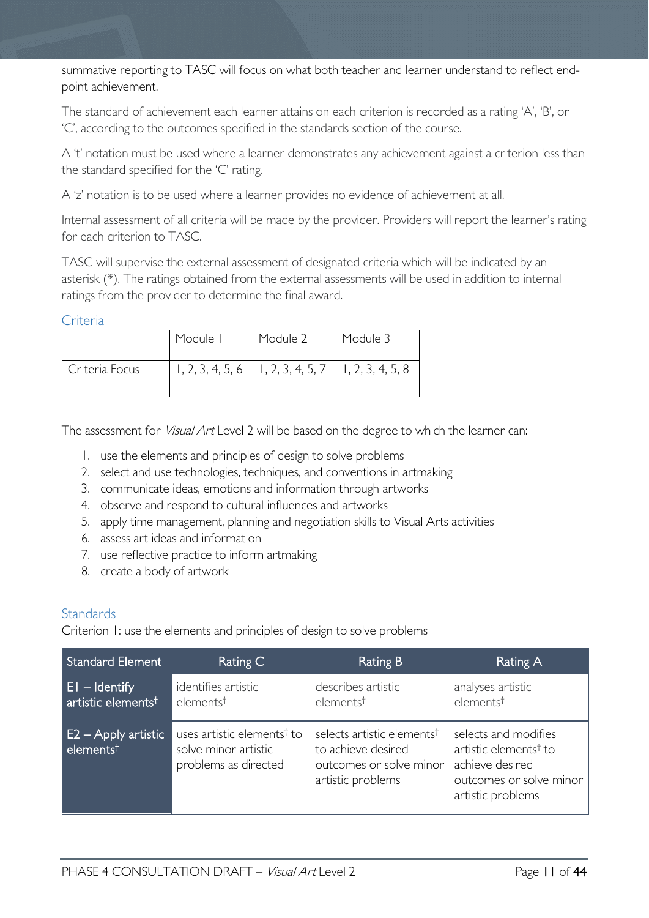summative reporting to TASC will focus on what both teacher and learner understand to reflect end-point achievement.

The standard of achievement each learner attains on each criterion is recorded as a rating 'A', 'B', or 'C', according to the outcomes specified in the standards section of the course.

A 't' notation must be used where a learner demonstrates any achievement against a criterion less than the standard specified for the 'C' rating.

A 'z' notation is to be used where a learner provides no evidence of achievement at all.

Internal assessment of all criteria will be made by the provider. Providers will report the learner's rating for each criterion to TASC.

TASC will supervise the external assessment of designated criteria which will be indicated by an asterisk (*). The ratings obtained from the external assessments will be used in addition to internal ratings from the provider to determine the final award.

### Criteria

| | Module 1 | Module 2 | Module 3 |
|---|---|---|---|
| Criteria Focus | 1, 2, 3, 4, 5, 6 | 1, 2, 3, 4, 5, 7 | 1, 2, 3, 4, 5, 8 |

The assessment for *Visual Art* Level 2 will be based on the degree to which the learner can:

1. use the elements and principles of design to solve problems
2. select and use technologies, techniques, and conventions in artmaking
3. communicate ideas, emotions and information through artworks
4. observe and respond to cultural influences and artworks
5. apply time management, planning and negotiation skills to Visual Arts activities
6. assess art ideas and information
7. use reflective practice to inform artmaking
8. create a body of artwork

### Standards

Criterion 1: use the elements and principles of design to solve problems

| Standard Element | Rating C | Rating B | Rating A |
|---|---|---|---|
| E1 – Identify artistic elements† | identifies artistic elements† | describes artistic elements† | analyses artistic elements† |
| E2 – Apply artistic elements† | uses artistic elements† to solve minor artistic problems as directed | selects artistic elements† to achieve desired outcomes or solve minor artistic problems | selects and modifies artistic elements† to achieve desired outcomes or solve minor artistic problems |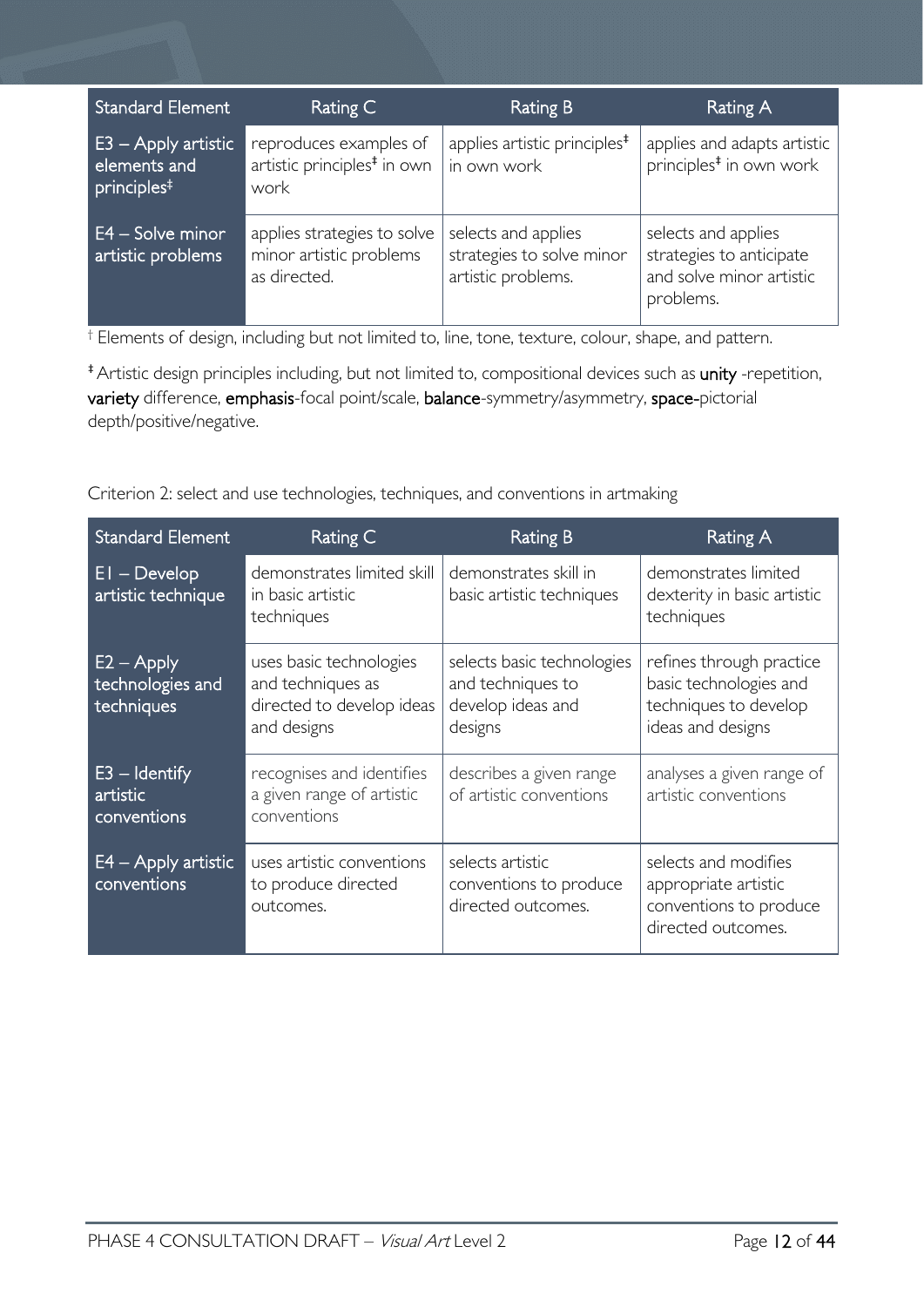| Standard Element | Rating C | Rating B | Rating A |
|---|---|---|---|
| E3 – Apply artistic elements and principles‡ | reproduces examples of artistic principles‡ in own work | applies artistic principles‡ in own work | applies and adapts artistic principles‡ in own work |
| E4 – Solve minor artistic problems | applies strategies to solve minor artistic problems as directed. | selects and applies strategies to solve minor artistic problems. | selects and applies strategies to anticipate and solve minor artistic problems. |

† Elements of design, including but not limited to, line, tone, texture, colour, shape, and pattern.

‡ Artistic design principles including, but not limited to, compositional devices such as **unity** -repetition, **variety** difference, **emphasis**-focal point/scale, **balance**-symmetry/asymmetry, **space**-pictorial depth/positive/negative.

Criterion 2: select and use technologies, techniques, and conventions in artmaking

| Standard Element | Rating C | Rating B | Rating A |
|---|---|---|---|
| E1 – Develop artistic technique | demonstrates limited skill in basic artistic techniques | demonstrates skill in basic artistic techniques | demonstrates limited dexterity in basic artistic techniques |
| E2 – Apply technologies and techniques | uses basic technologies and techniques as directed to develop ideas and designs | selects basic technologies and techniques to develop ideas and designs | refines through practice basic technologies and techniques to develop ideas and designs |
| E3 – Identify artistic conventions | recognises and identifies a given range of artistic conventions | describes a given range of artistic conventions | analyses a given range of artistic conventions |
| E4 – Apply artistic conventions | uses artistic conventions to produce directed outcomes. | selects artistic conventions to produce directed outcomes. | selects and modifies appropriate artistic conventions to produce directed outcomes. |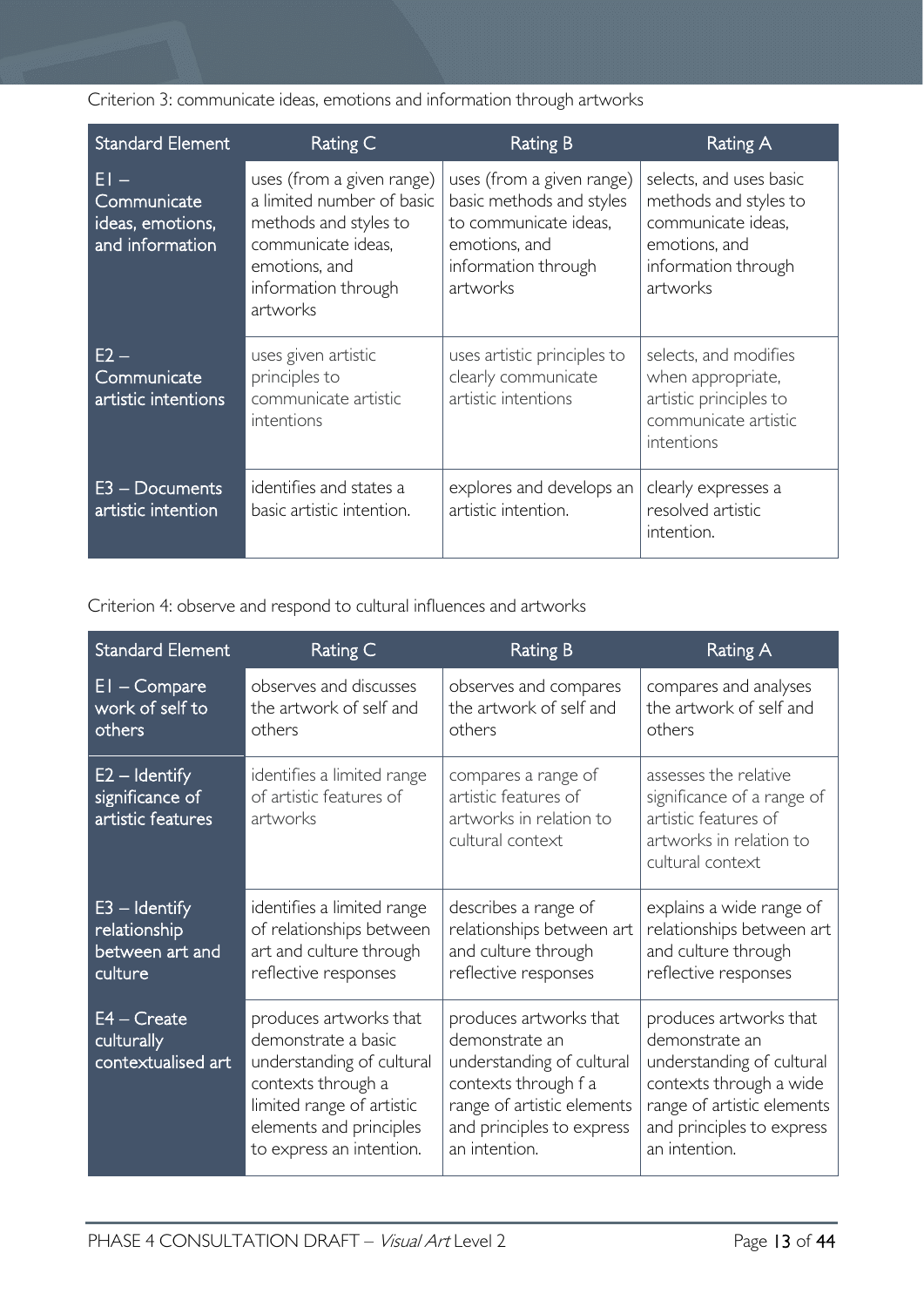Criterion 3: communicate ideas, emotions and information through artworks

| Standard Element | Rating C | Rating B | Rating A |
|---|---|---|---|
| E1 – Communicate ideas, emotions, and information | uses (from a given range) a limited number of basic methods and styles to communicate ideas, emotions, and information through artworks | uses (from a given range) basic methods and styles to communicate ideas, emotions, and information through artworks | selects, and uses basic methods and styles to communicate ideas, emotions, and information through artworks |
| E2 – Communicate artistic intentions | uses given artistic principles to communicate artistic intentions | uses artistic principles to clearly communicate artistic intentions | selects, and modifies when appropriate, artistic principles to communicate artistic intentions |
| E3 – Documents artistic intention | identifies and states a basic artistic intention. | explores and develops an artistic intention. | clearly expresses a resolved artistic intention. |

Criterion 4: observe and respond to cultural influences and artworks

| Standard Element | Rating C | Rating B | Rating A |
|---|---|---|---|
| E1 – Compare work of self to others | observes and discusses the artwork of self and others | observes and compares the artwork of self and others | compares and analyses the artwork of self and others |
| E2 – Identify significance of artistic features | identifies a limited range of artistic features of artworks | compares a range of artistic features of artworks in relation to cultural context | assesses the relative significance of a range of artistic features of artworks in relation to cultural context |
| E3 – Identify relationship between art and culture | identifies a limited range of relationships between art and culture through reflective responses | describes a range of relationships between art and culture through reflective responses | explains a wide range of relationships between art and culture through reflective responses |
| E4 – Create culturally contextualised art | produces artworks that demonstrate a basic understanding of cultural contexts through a limited range of artistic elements and principles to express an intention. | produces artworks that demonstrate an understanding of cultural contexts through f a range of artistic elements and principles to express an intention. | produces artworks that demonstrate an understanding of cultural contexts through a wide range of artistic elements and principles to express an intention. |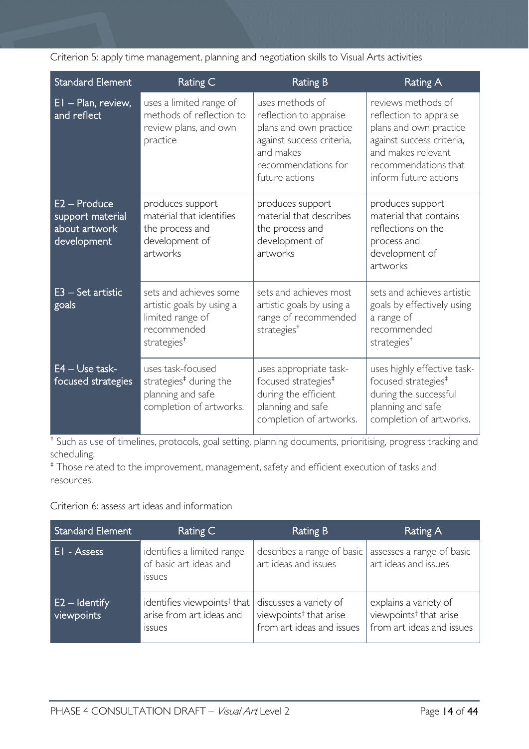Criterion 5: apply time management, planning and negotiation skills to Visual Arts activities

| Standard Element | Rating C | Rating B | Rating A |
|---|---|---|---|
| E1 – Plan, review, and reflect | uses a limited range of methods of reflection to review plans, and own practice | uses methods of reflection to appraise plans and own practice against success criteria, and makes recommendations for future actions | reviews methods of reflection to appraise plans and own practice against success criteria, and makes relevant recommendations that inform future actions |
| E2 – Produce support material about artwork development | produces support material that identifies the process and development of artworks | produces support material that describes the process and development of artworks | produces support material that contains reflections on the process and development of artworks |
| E3 – Set artistic goals | sets and achieves some artistic goals by using a limited range of recommended strategies† | sets and achieves most artistic goals by using a range of recommended strategies† | sets and achieves artistic goals by effectively using a range of recommended strategies† |
| E4 – Use task-focused strategies | uses task-focused strategies‡ during the planning and safe completion of artworks. | uses appropriate task-focused strategies‡ during the efficient planning and safe completion of artworks. | uses highly effective task-focused strategies‡ during the successful planning and safe completion of artworks. |

† Such as use of timelines, protocols, goal setting, planning documents, prioritising, progress tracking and scheduling.

‡ Those related to the improvement, management, safety and efficient execution of tasks and resources.

Criterion 6: assess art ideas and information

| Standard Element | Rating C | Rating B | Rating A |
|---|---|---|---|
| E1 - Assess | identifies a limited range of basic art ideas and issues | describes a range of basic art ideas and issues | assesses a range of basic art ideas and issues |
| E2 – Identify viewpoints | identifies viewpoints† that arise from art ideas and issues | discusses a variety of viewpoints† that arise from art ideas and issues | explains a variety of viewpoints† that arise from art ideas and issues |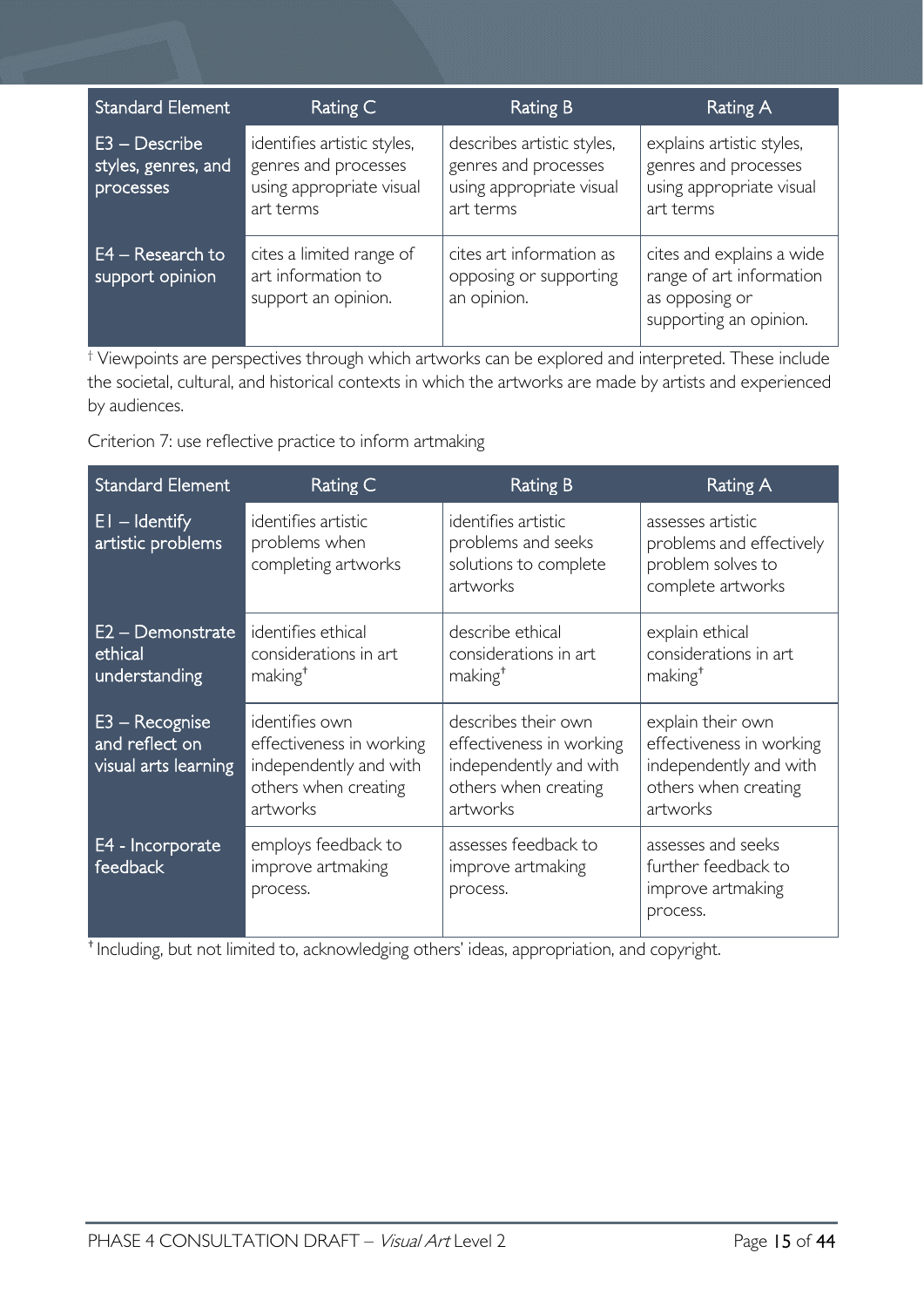| Standard Element | Rating C | Rating B | Rating A |
|---|---|---|---|
| E3 – Describe styles, genres, and processes | identifies artistic styles, genres and processes using appropriate visual art terms | describes artistic styles, genres and processes using appropriate visual art terms | explains artistic styles, genres and processes using appropriate visual art terms |
| E4 – Research to support opinion | cites a limited range of art information to support an opinion. | cites art information as opposing or supporting an opinion. | cites and explains a wide range of art information as opposing or supporting an opinion. |

† Viewpoints are perspectives through which artworks can be explored and interpreted. These include the societal, cultural, and historical contexts in which the artworks are made by artists and experienced by audiences.

Criterion 7: use reflective practice to inform artmaking

| Standard Element | Rating C | Rating B | Rating A |
|---|---|---|---|
| E1 – Identify artistic problems | identifies artistic problems when completing artworks | identifies artistic problems and seeks solutions to complete artworks | assesses artistic problems and effectively problem solves to complete artworks |
| E2 – Demonstrate ethical understanding | identifies ethical considerations in art making† | describe ethical considerations in art making† | explain ethical considerations in art making† |
| E3 – Recognise and reflect on visual arts learning | identifies own effectiveness in working independently and with others when creating artworks | describes their own effectiveness in working independently and with others when creating artworks | explain their own effectiveness in working independently and with others when creating artworks |
| E4 - Incorporate feedback | employs feedback to improve artmaking process. | assesses feedback to improve artmaking process. | assesses and seeks further feedback to improve artmaking process. |

† Including, but not limited to, acknowledging others' ideas, appropriation, and copyright.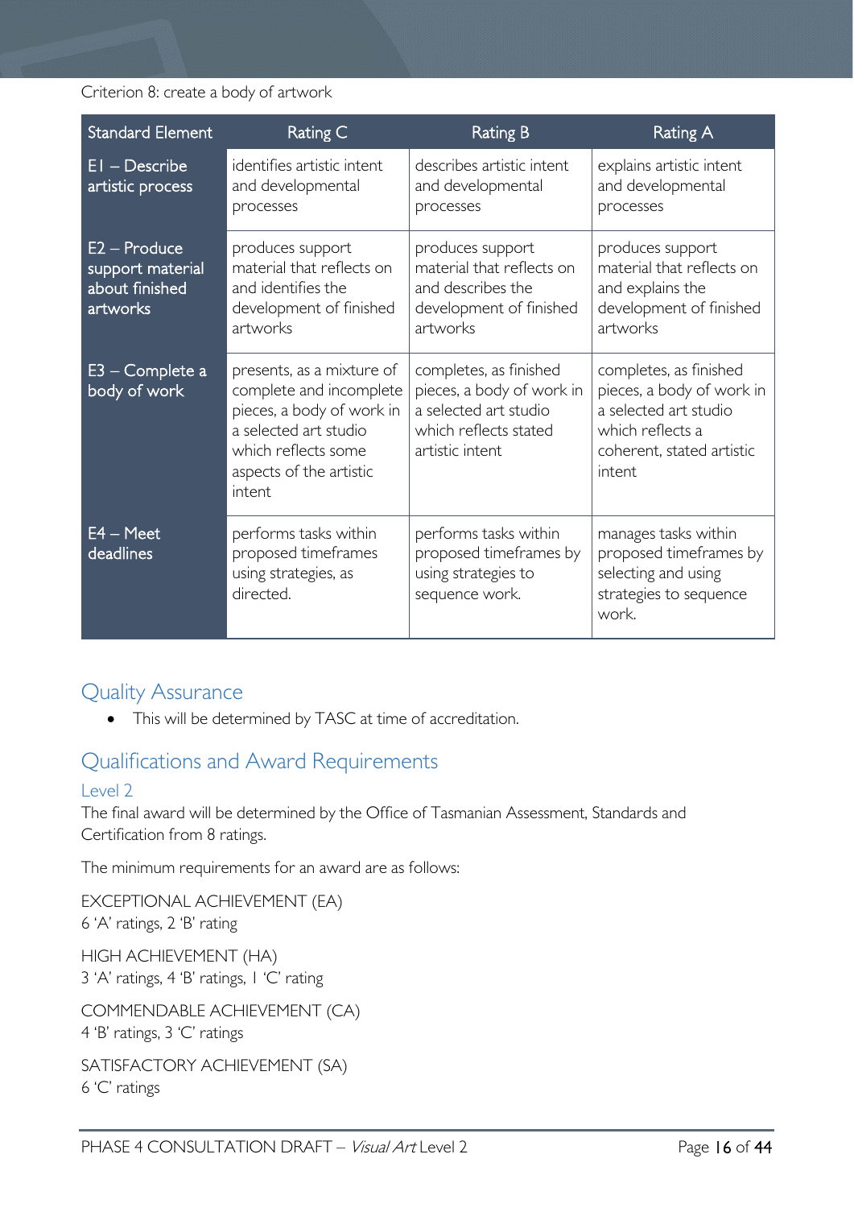Criterion 8: create a body of artwork

| Standard Element | Rating C | Rating B | Rating A |
|---|---|---|---|
| E1 – Describe artistic process | identifies artistic intent and developmental processes | describes artistic intent and developmental processes | explains artistic intent and developmental processes |
| E2 – Produce support material about finished artworks | produces support material that reflects on and identifies the development of finished artworks | produces support material that reflects on and describes the development of finished artworks | produces support material that reflects on and explains the development of finished artworks |
| E3 – Complete a body of work | presents, as a mixture of complete and incomplete pieces, a body of work in a selected art studio which reflects some aspects of the artistic intent | completes, as finished pieces, a body of work in a selected art studio which reflects stated artistic intent | completes, as finished pieces, a body of work in a selected art studio which reflects a coherent, stated artistic intent |
| E4 – Meet deadlines | performs tasks within proposed timeframes using strategies, as directed. | performs tasks within proposed timeframes by using strategies to sequence work. | manages tasks within proposed timeframes by selecting and using strategies to sequence work. |

## Quality Assurance

- This will be determined by TASC at time of accreditation.

## Qualifications and Award Requirements

### Level 2

The final award will be determined by the Office of Tasmanian Assessment, Standards and Certification from 8 ratings.

The minimum requirements for an award are as follows:

EXCEPTIONAL ACHIEVEMENT (EA)
6 'A' ratings, 2 'B' rating

HIGH ACHIEVEMENT (HA)
3 'A' ratings, 4 'B' ratings, 1 'C' rating

COMMENDABLE ACHIEVEMENT (CA)
4 'B' ratings, 3 'C' ratings

SATISFACTORY ACHIEVEMENT (SA)
6 'C' ratings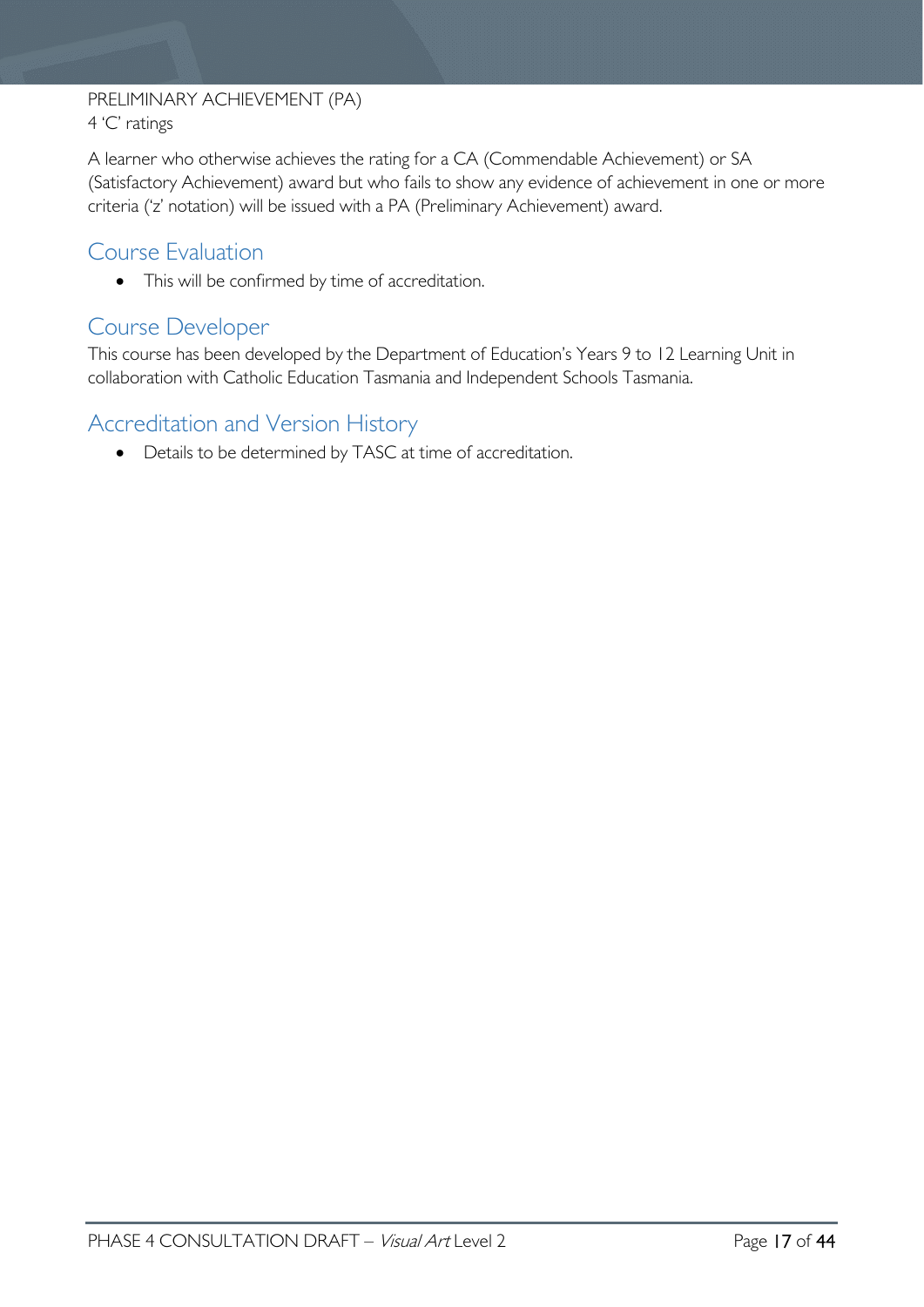PRELIMINARY ACHIEVEMENT (PA)
4 'C' ratings

A learner who otherwise achieves the rating for a CA (Commendable Achievement) or SA (Satisfactory Achievement) award but who fails to show any evidence of achievement in one or more criteria ('z' notation) will be issued with a PA (Preliminary Achievement) award.

## Course Evaluation

- This will be confirmed by time of accreditation.

## Course Developer

This course has been developed by the Department of Education's Years 9 to 12 Learning Unit in collaboration with Catholic Education Tasmania and Independent Schools Tasmania.

## Accreditation and Version History

- Details to be determined by TASC at time of accreditation.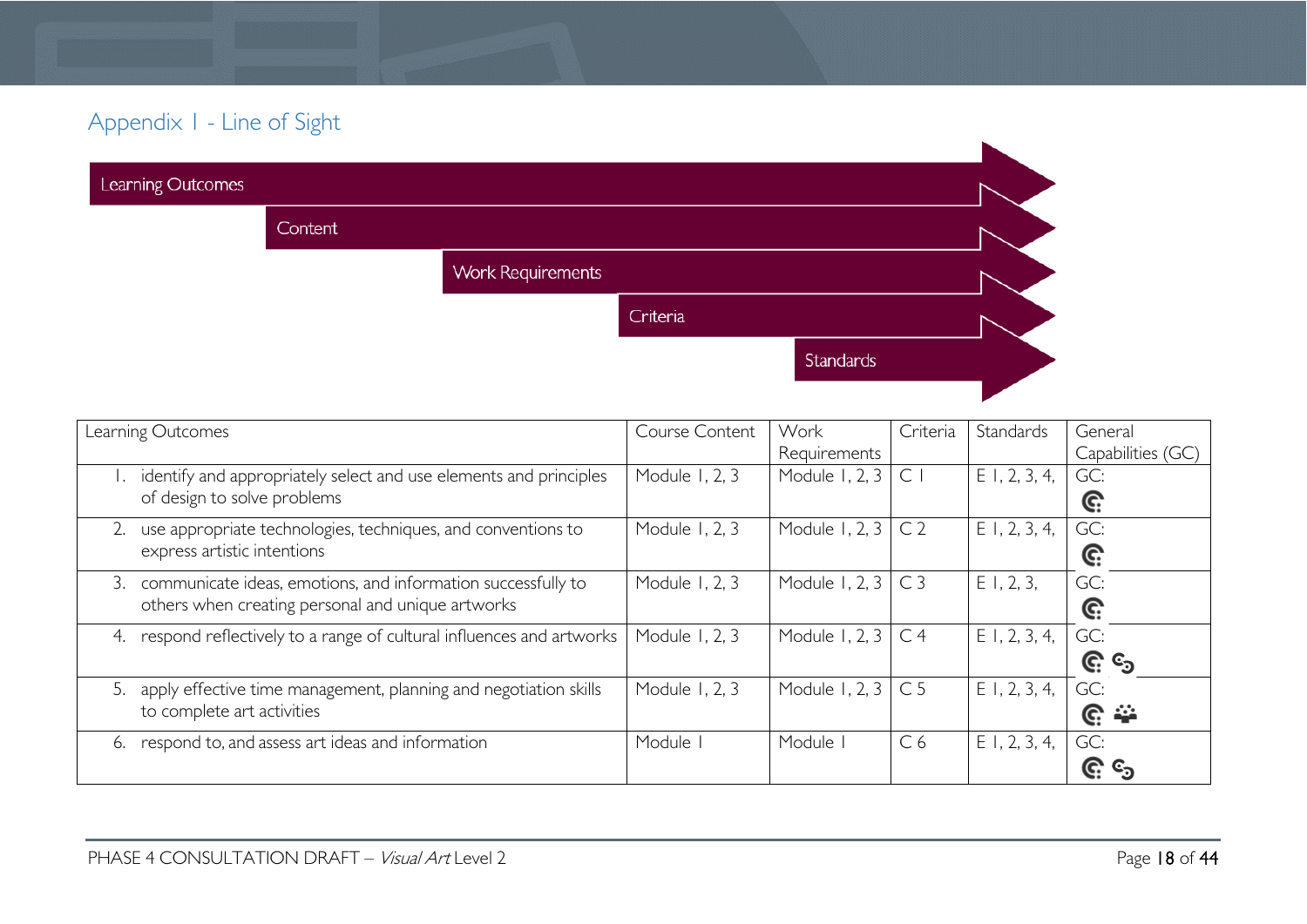## Appendix 1 - Line of Sight

Learning Outcomes → Content → Work Requirements → Criteria → Standards

| Learning Outcomes | Course Content | Work Requirements | Criteria | Standards | General Capabilities (GC) |
|---|---|---|---|---|---|
| 1. identify and appropriately select and use elements and principles of design to solve problems | Module 1, 2, 3 | Module 1, 2, 3 | C 1 | E 1, 2, 3, 4, | GC: |
| 2. use appropriate technologies, techniques, and conventions to express artistic intentions | Module 1, 2, 3 | Module 1, 2, 3 | C 2 | E 1, 2, 3, 4, | GC: |
| 3. communicate ideas, emotions, and information successfully to others when creating personal and unique artworks | Module 1, 2, 3 | Module 1, 2, 3 | C 3 | E 1, 2, 3, | GC: |
| 4. respond reflectively to a range of cultural influences and artworks | Module 1, 2, 3 | Module 1, 2, 3 | C 4 | E 1, 2, 3, 4, | GC: |
| 5. apply effective time management, planning and negotiation skills to complete art activities | Module 1, 2, 3 | Module 1, 2, 3 | C 5 | E 1, 2, 3, 4, | GC: |
| 6. respond to, and assess art ideas and information | Module 1 | Module 1 | C 6 | E 1, 2, 3, 4, | GC: |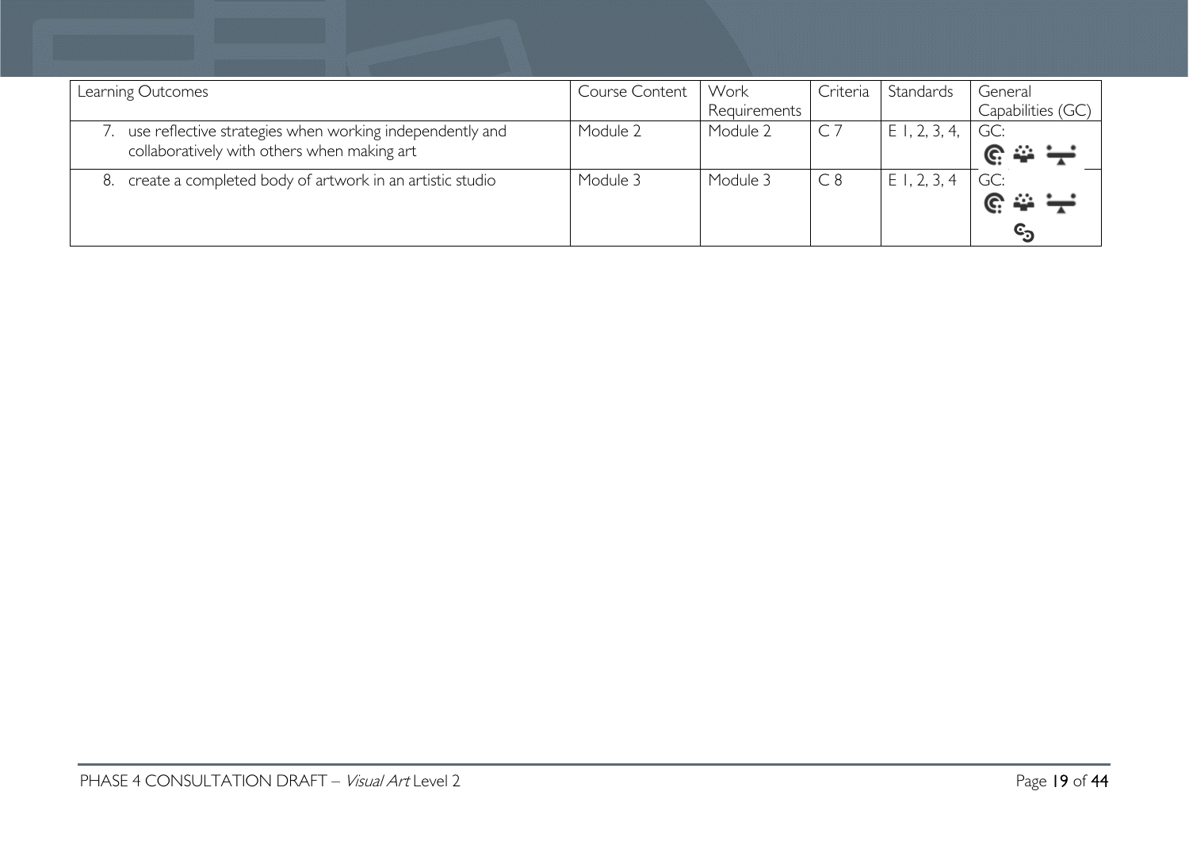| Learning Outcomes | Course Content | Work Requirements | Criteria | Standards | General Capabilities (GC) |
| --- | --- | --- | --- | --- | --- |
| 7. use reflective strategies when working independently and collaboratively with others when making art | Module 2 | Module 2 | C 7 | E 1, 2, 3, 4, | GC: |
| 8. create a completed body of artwork in an artistic studio | Module 3 | Module 3 | C 8 | E 1, 2, 3, 4 | GC: |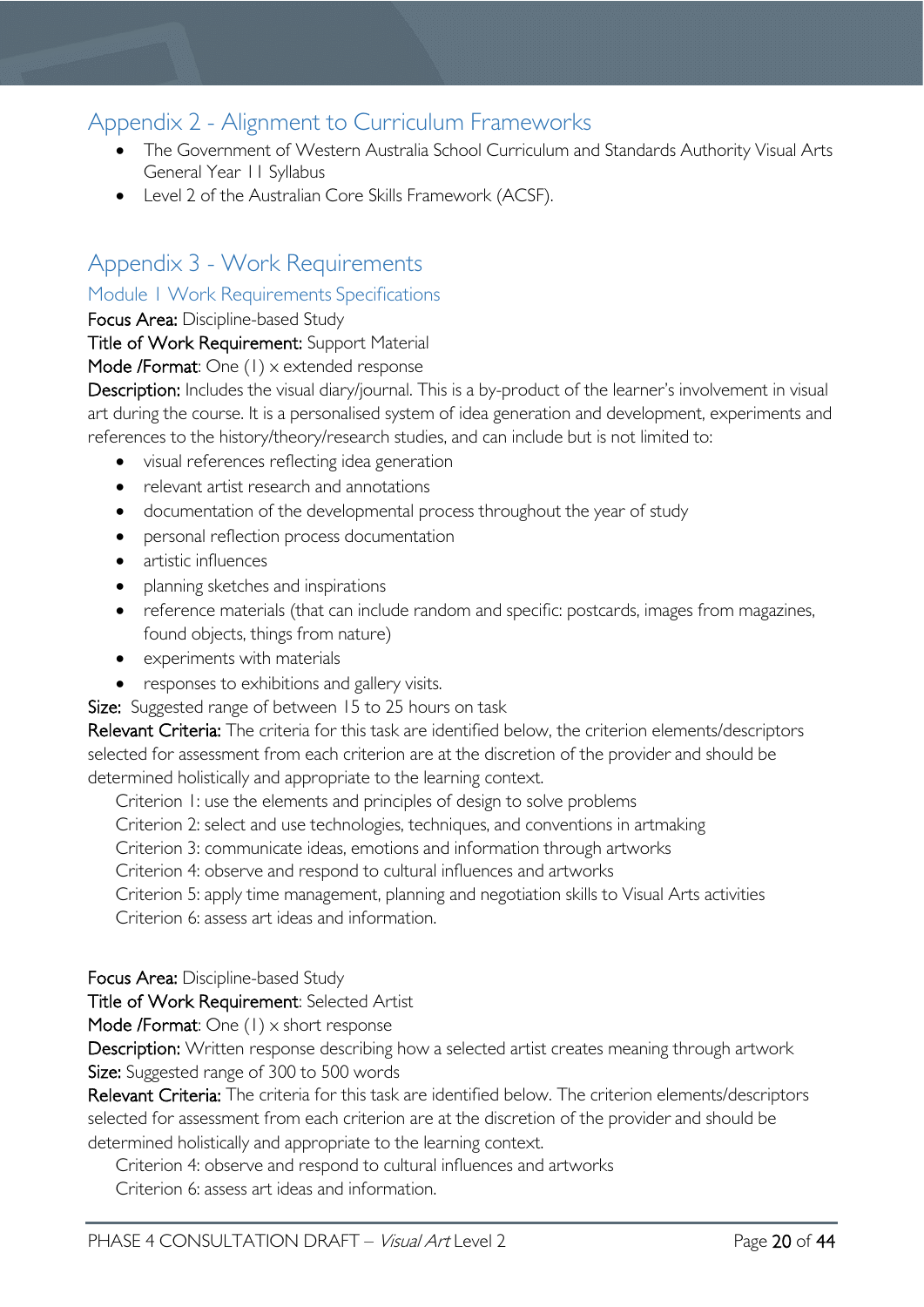## Appendix 2 - Alignment to Curriculum Frameworks

- The Government of Western Australia School Curriculum and Standards Authority Visual Arts General Year 11 Syllabus
- Level 2 of the Australian Core Skills Framework (ACSF).

## Appendix 3 - Work Requirements

### Module 1 Work Requirements Specifications

**Focus Area:** Discipline-based Study

**Title of Work Requirement:** Support Material

**Mode /Format**: One (1) x extended response

**Description:** Includes the visual diary/journal. This is a by-product of the learner's involvement in visual art during the course. It is a personalised system of idea generation and development, experiments and references to the history/theory/research studies, and can include but is not limited to:

- visual references reflecting idea generation
- relevant artist research and annotations
- documentation of the developmental process throughout the year of study
- personal reflection process documentation
- artistic influences
- planning sketches and inspirations
- reference materials (that can include random and specific: postcards, images from magazines, found objects, things from nature)
- experiments with materials
- responses to exhibitions and gallery visits.

**Size:** Suggested range of between 15 to 25 hours on task

**Relevant Criteria:** The criteria for this task are identified below, the criterion elements/descriptors selected for assessment from each criterion are at the discretion of the provider and should be determined holistically and appropriate to the learning context.

Criterion 1: use the elements and principles of design to solve problems
Criterion 2: select and use technologies, techniques, and conventions in artmaking
Criterion 3: communicate ideas, emotions and information through artworks
Criterion 4: observe and respond to cultural influences and artworks
Criterion 5: apply time management, planning and negotiation skills to Visual Arts activities
Criterion 6: assess art ideas and information.

**Focus Area:** Discipline-based Study

**Title of Work Requirement**: Selected Artist

**Mode /Format**: One (1) x short response

**Description:** Written response describing how a selected artist creates meaning through artwork

**Size:** Suggested range of 300 to 500 words

**Relevant Criteria:** The criteria for this task are identified below. The criterion elements/descriptors selected for assessment from each criterion are at the discretion of the provider and should be determined holistically and appropriate to the learning context.

Criterion 4: observe and respond to cultural influences and artworks
Criterion 6: assess art ideas and information.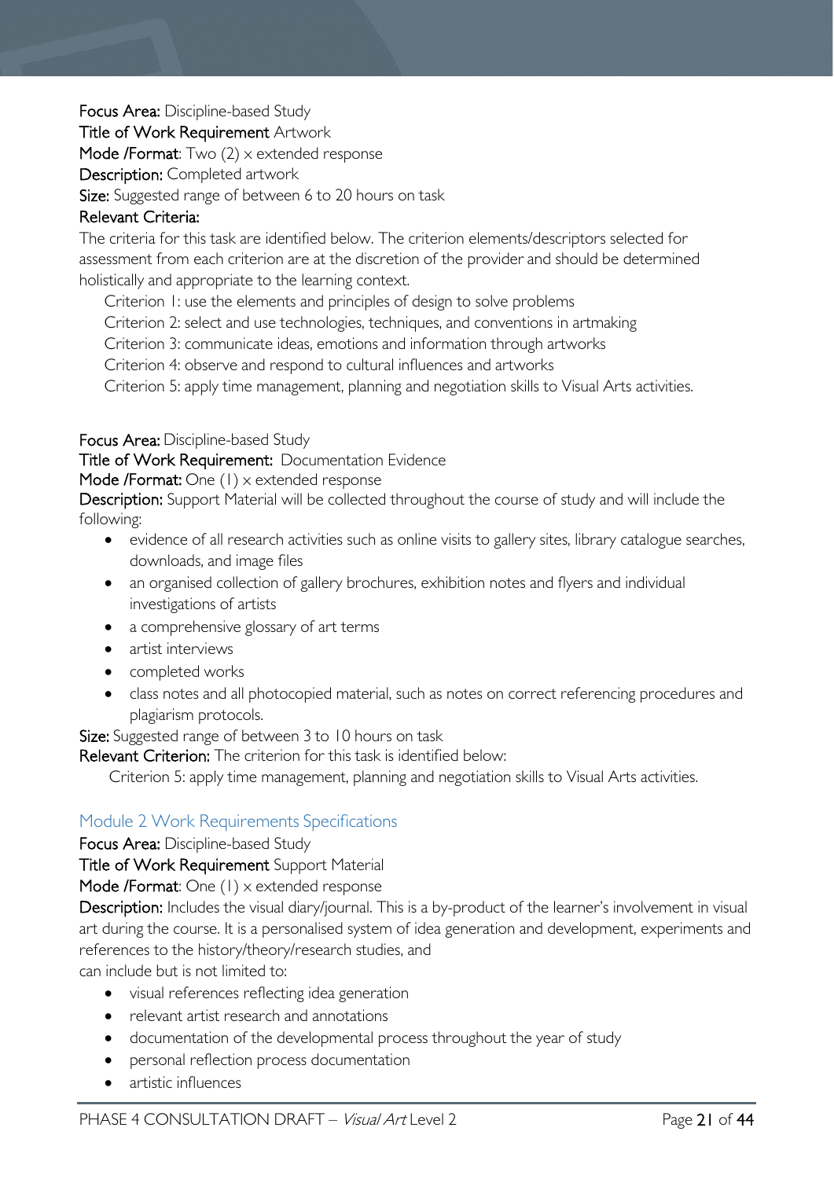**Focus Area:** Discipline-based Study

**Title of Work Requirement** Artwork

**Mode /Format**: Two (2) x extended response

**Description:** Completed artwork

**Size:** Suggested range of between 6 to 20 hours on task

**Relevant Criteria:**

The criteria for this task are identified below. The criterion elements/descriptors selected for assessment from each criterion are at the discretion of the provider and should be determined holistically and appropriate to the learning context.

Criterion 1: use the elements and principles of design to solve problems

Criterion 2: select and use technologies, techniques, and conventions in artmaking

Criterion 3: communicate ideas, emotions and information through artworks

Criterion 4: observe and respond to cultural influences and artworks

Criterion 5: apply time management, planning and negotiation skills to Visual Arts activities.

**Focus Area:** Discipline-based Study

**Title of Work Requirement:** Documentation Evidence

**Mode /Format:** One (1) x extended response

**Description:** Support Material will be collected throughout the course of study and will include the following:

- evidence of all research activities such as online visits to gallery sites, library catalogue searches, downloads, and image files
- an organised collection of gallery brochures, exhibition notes and flyers and individual investigations of artists
- a comprehensive glossary of art terms
- artist interviews
- completed works
- class notes and all photocopied material, such as notes on correct referencing procedures and plagiarism protocols.

**Size:** Suggested range of between 3 to 10 hours on task

**Relevant Criterion:** The criterion for this task is identified below:

Criterion 5: apply time management, planning and negotiation skills to Visual Arts activities.

## Module 2 Work Requirements Specifications

**Focus Area:** Discipline-based Study

**Title of Work Requirement** Support Material

**Mode /Format**: One (1) x extended response

**Description:** Includes the visual diary/journal. This is a by-product of the learner's involvement in visual art during the course. It is a personalised system of idea generation and development, experiments and references to the history/theory/research studies, and

can include but is not limited to:

- visual references reflecting idea generation
- relevant artist research and annotations
- documentation of the developmental process throughout the year of study
- personal reflection process documentation
- artistic influences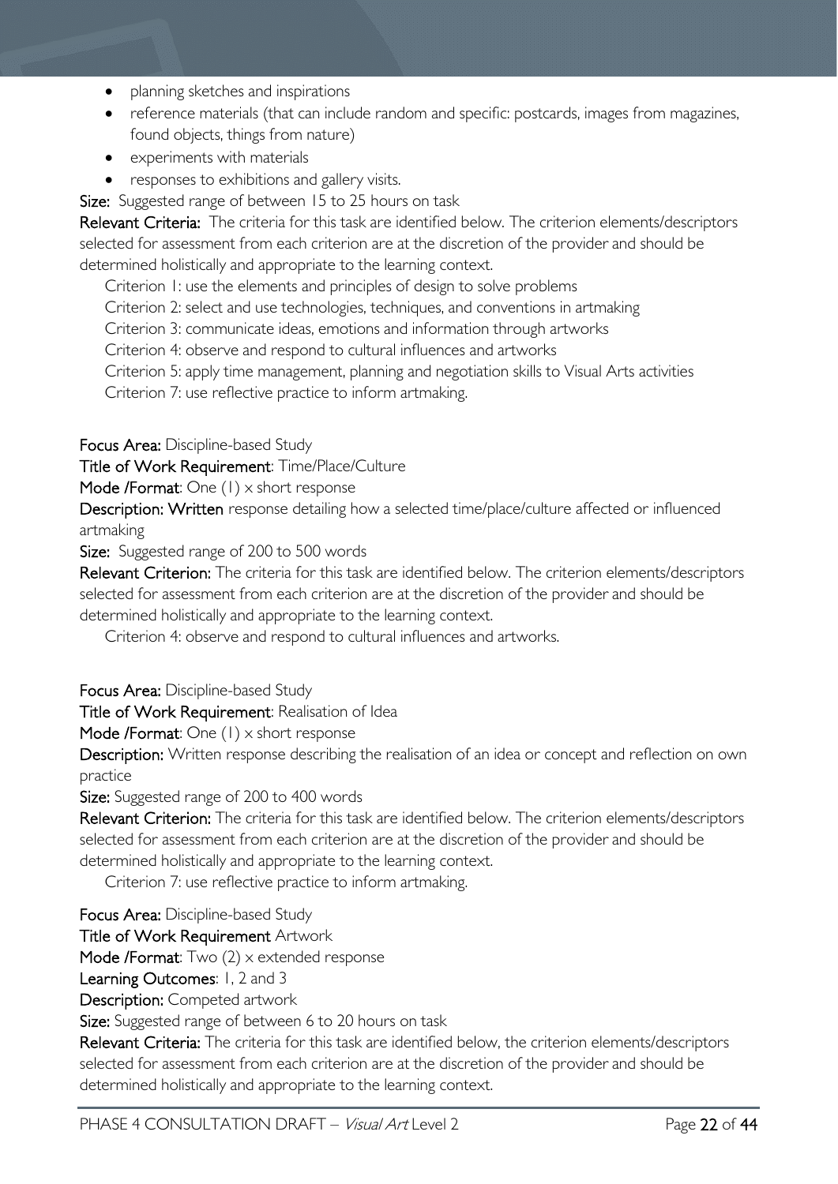- planning sketches and inspirations
- reference materials (that can include random and specific: postcards, images from magazines, found objects, things from nature)
- experiments with materials
- responses to exhibitions and gallery visits.

**Size:** Suggested range of between 15 to 25 hours on task

**Relevant Criteria:** The criteria for this task are identified below. The criterion elements/descriptors selected for assessment from each criterion are at the discretion of the provider and should be determined holistically and appropriate to the learning context.

Criterion 1: use the elements and principles of design to solve problems
Criterion 2: select and use technologies, techniques, and conventions in artmaking
Criterion 3: communicate ideas, emotions and information through artworks
Criterion 4: observe and respond to cultural influences and artworks
Criterion 5: apply time management, planning and negotiation skills to Visual Arts activities
Criterion 7: use reflective practice to inform artmaking.

**Focus Area:** Discipline-based Study
**Title of Work Requirement**: Time/Place/Culture
**Mode /Format**: One (1) x short response
**Description: Written** response detailing how a selected time/place/culture affected or influenced artmaking
**Size:** Suggested range of 200 to 500 words
**Relevant Criterion:** The criteria for this task are identified below. The criterion elements/descriptors selected for assessment from each criterion are at the discretion of the provider and should be determined holistically and appropriate to the learning context.

Criterion 4: observe and respond to cultural influences and artworks.

**Focus Area:** Discipline-based Study
**Title of Work Requirement**: Realisation of Idea
**Mode /Format**: One (1) x short response
**Description:** Written response describing the realisation of an idea or concept and reflection on own practice
**Size:** Suggested range of 200 to 400 words
**Relevant Criterion:** The criteria for this task are identified below. The criterion elements/descriptors selected for assessment from each criterion are at the discretion of the provider and should be determined holistically and appropriate to the learning context.

Criterion 7: use reflective practice to inform artmaking.

**Focus Area:** Discipline-based Study
**Title of Work Requirement** Artwork
**Mode /Format**: Two (2) x extended response
**Learning Outcomes**: 1, 2 and 3
**Description:** Competed artwork
**Size:** Suggested range of between 6 to 20 hours on task
**Relevant Criteria:** The criteria for this task are identified below, the criterion elements/descriptors selected for assessment from each criterion are at the discretion of the provider and should be determined holistically and appropriate to the learning context.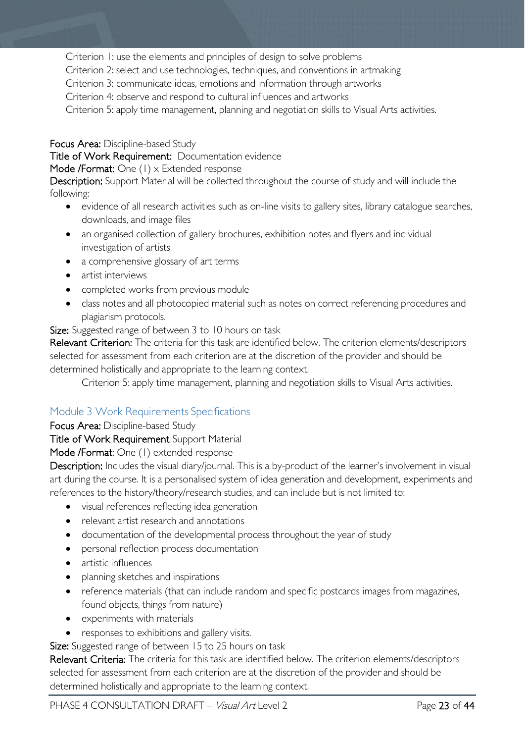Criterion 1: use the elements and principles of design to solve problems

Criterion 2: select and use technologies, techniques, and conventions in artmaking

Criterion 3: communicate ideas, emotions and information through artworks

Criterion 4: observe and respond to cultural influences and artworks

Criterion 5: apply time management, planning and negotiation skills to Visual Arts activities.

**Focus Area:** Discipline-based Study

**Title of Work Requirement:** Documentation evidence

**Mode /Format:** One (1) x Extended response

**Description:** Support Material will be collected throughout the course of study and will include the following:

- evidence of all research activities such as on-line visits to gallery sites, library catalogue searches, downloads, and image files
- an organised collection of gallery brochures, exhibition notes and flyers and individual investigation of artists
- a comprehensive glossary of art terms
- artist interviews
- completed works from previous module
- class notes and all photocopied material such as notes on correct referencing procedures and plagiarism protocols.

**Size:** Suggested range of between 3 to 10 hours on task

**Relevant Criterion:** The criteria for this task are identified below. The criterion elements/descriptors selected for assessment from each criterion are at the discretion of the provider and should be determined holistically and appropriate to the learning context.

Criterion 5: apply time management, planning and negotiation skills to Visual Arts activities.

## Module 3 Work Requirements Specifications

**Focus Area:** Discipline-based Study

**Title of Work Requirement** Support Material

**Mode /Format**: One (1) extended response

**Description:** Includes the visual diary/journal. This is a by-product of the learner's involvement in visual art during the course. It is a personalised system of idea generation and development, experiments and references to the history/theory/research studies, and can include but is not limited to:

- visual references reflecting idea generation
- relevant artist research and annotations
- documentation of the developmental process throughout the year of study
- personal reflection process documentation
- artistic influences
- planning sketches and inspirations
- reference materials (that can include random and specific postcards images from magazines, found objects, things from nature)
- experiments with materials
- responses to exhibitions and gallery visits.

**Size:** Suggested range of between 15 to 25 hours on task

**Relevant Criteria:** The criteria for this task are identified below. The criterion elements/descriptors selected for assessment from each criterion are at the discretion of the provider and should be determined holistically and appropriate to the learning context.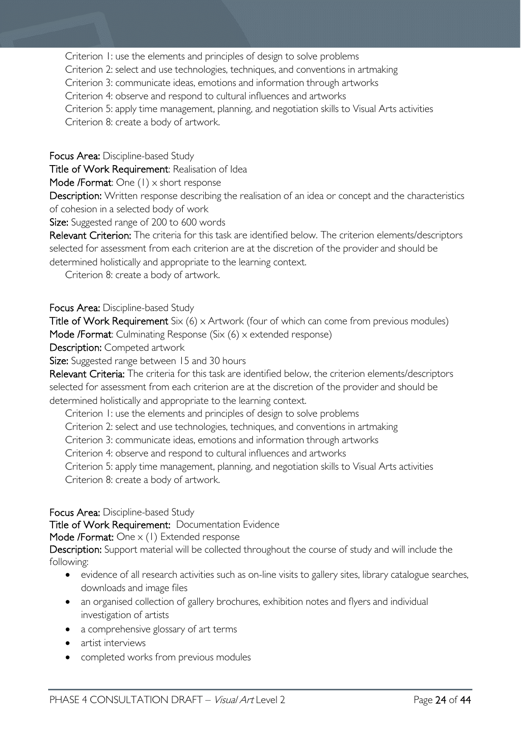Criterion 1: use the elements and principles of design to solve problems
Criterion 2: select and use technologies, techniques, and conventions in artmaking
Criterion 3: communicate ideas, emotions and information through artworks
Criterion 4: observe and respond to cultural influences and artworks
Criterion 5: apply time management, planning, and negotiation skills to Visual Arts activities
Criterion 8: create a body of artwork.

**Focus Area:** Discipline-based Study
**Title of Work Requirement**: Realisation of Idea
**Mode /Format**: One (1) x short response
**Description:** Written response describing the realisation of an idea or concept and the characteristics of cohesion in a selected body of work
**Size:** Suggested range of 200 to 600 words
**Relevant Criterion:** The criteria for this task are identified below. The criterion elements/descriptors selected for assessment from each criterion are at the discretion of the provider and should be determined holistically and appropriate to the learning context.

Criterion 8: create a body of artwork.

**Focus Area:** Discipline-based Study
**Title of Work Requirement** Six (6) x Artwork (four of which can come from previous modules)
**Mode /Format**: Culminating Response (Six (6) x extended response)
**Description:** Competed artwork
**Size:** Suggested range between 15 and 30 hours
**Relevant Criteria:** The criteria for this task are identified below, the criterion elements/descriptors selected for assessment from each criterion are at the discretion of the provider and should be determined holistically and appropriate to the learning context.

Criterion 1: use the elements and principles of design to solve problems
Criterion 2: select and use technologies, techniques, and conventions in artmaking
Criterion 3: communicate ideas, emotions and information through artworks
Criterion 4: observe and respond to cultural influences and artworks
Criterion 5: apply time management, planning, and negotiation skills to Visual Arts activities
Criterion 8: create a body of artwork.

**Focus Area:** Discipline-based Study
**Title of Work Requirement:** Documentation Evidence
**Mode /Format:** One x (1) Extended response
**Description:** Support material will be collected throughout the course of study and will include the following:

- evidence of all research activities such as on-line visits to gallery sites, library catalogue searches, downloads and image files
- an organised collection of gallery brochures, exhibition notes and flyers and individual investigation of artists
- a comprehensive glossary of art terms
- artist interviews
- completed works from previous modules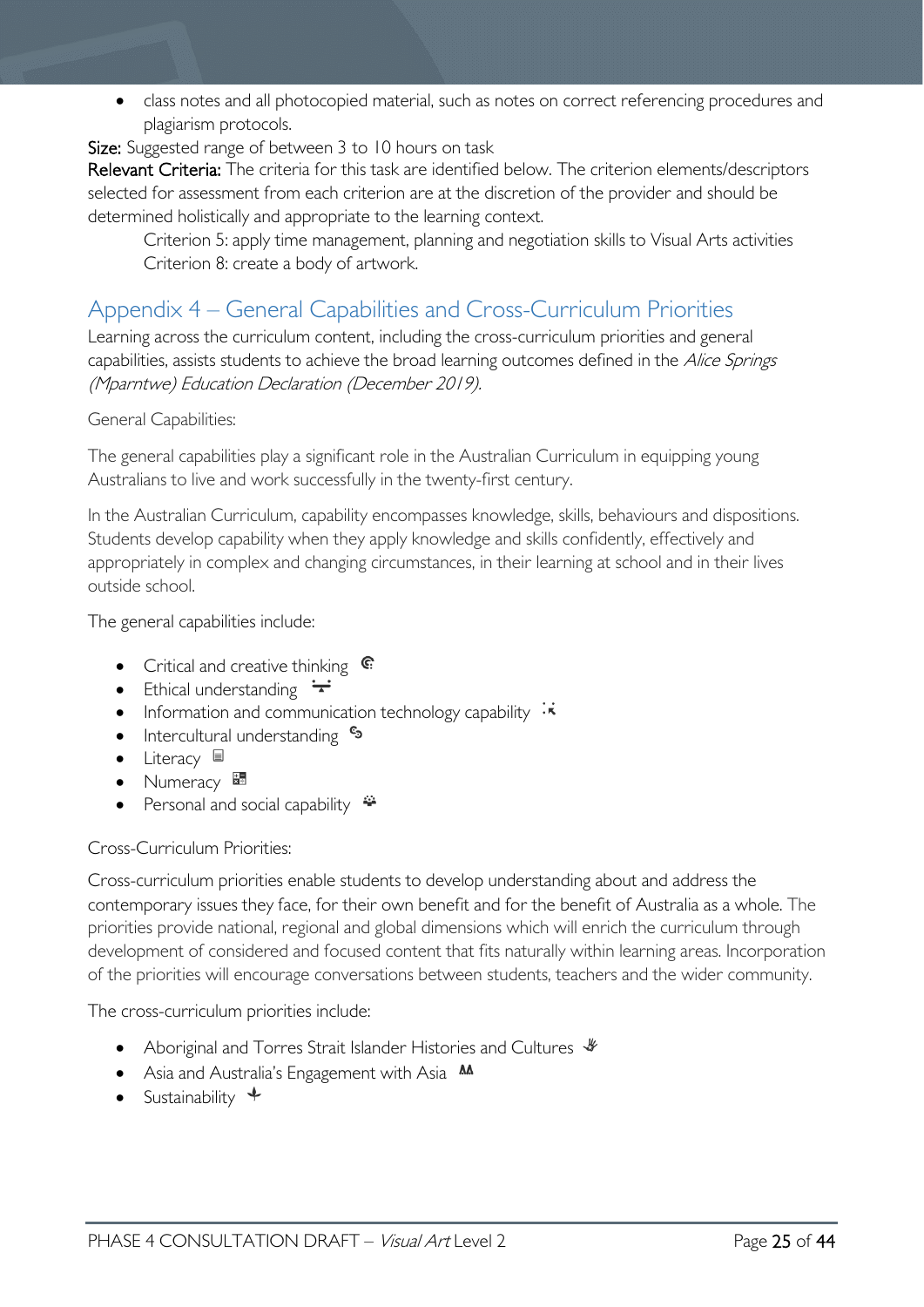- class notes and all photocopied material, such as notes on correct referencing procedures and plagiarism protocols.

**Size:** Suggested range of between 3 to 10 hours on task

**Relevant Criteria:** The criteria for this task are identified below. The criterion elements/descriptors selected for assessment from each criterion are at the discretion of the provider and should be determined holistically and appropriate to the learning context.

Criterion 5: apply time management, planning and negotiation skills to Visual Arts activities

Criterion 8: create a body of artwork.

## Appendix 4 – General Capabilities and Cross-Curriculum Priorities

Learning across the curriculum content, including the cross-curriculum priorities and general capabilities, assists students to achieve the broad learning outcomes defined in the *Alice Springs (Mparntwe) Education Declaration (December 2019).*

General Capabilities:

The general capabilities play a significant role in the Australian Curriculum in equipping young Australians to live and work successfully in the twenty-first century.

In the Australian Curriculum, capability encompasses knowledge, skills, behaviours and dispositions. Students develop capability when they apply knowledge and skills confidently, effectively and appropriately in complex and changing circumstances, in their learning at school and in their lives outside school.

The general capabilities include:

- Critical and creative thinking
- Ethical understanding
- Information and communication technology capability
- Intercultural understanding
- Literacy
- Numeracy
- Personal and social capability

Cross-Curriculum Priorities:

Cross-curriculum priorities enable students to develop understanding about and address the contemporary issues they face, for their own benefit and for the benefit of Australia as a whole. The priorities provide national, regional and global dimensions which will enrich the curriculum through development of considered and focused content that fits naturally within learning areas. Incorporation of the priorities will encourage conversations between students, teachers and the wider community.

The cross-curriculum priorities include:

- Aboriginal and Torres Strait Islander Histories and Cultures
- Asia and Australia's Engagement with Asia
- Sustainability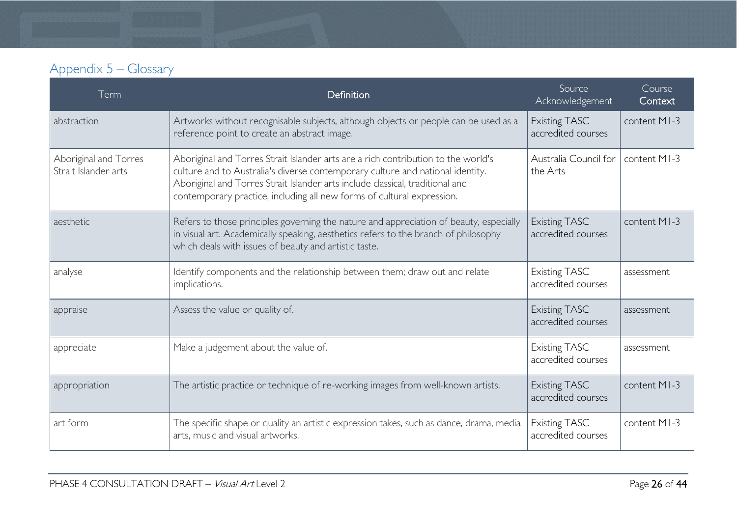## Appendix 5 – Glossary

| Term | Definition | Source Acknowledgement | Course Context |
|---|---|---|---|
| abstraction | Artworks without recognisable subjects, although objects or people can be used as a reference point to create an abstract image. | Existing TASC accredited courses | content M1-3 |
| Aboriginal and Torres Strait Islander arts | Aboriginal and Torres Strait Islander arts are a rich contribution to the world's culture and to Australia's diverse contemporary culture and national identity. Aboriginal and Torres Strait Islander arts include classical, traditional and contemporary practice, including all new forms of cultural expression. | Australia Council for the Arts | content M1-3 |
| aesthetic | Refers to those principles governing the nature and appreciation of beauty, especially in visual art. Academically speaking, aesthetics refers to the branch of philosophy which deals with issues of beauty and artistic taste. | Existing TASC accredited courses | content M1-3 |
| analyse | Identify components and the relationship between them; draw out and relate implications. | Existing TASC accredited courses | assessment |
| appraise | Assess the value or quality of. | Existing TASC accredited courses | assessment |
| appreciate | Make a judgement about the value of. | Existing TASC accredited courses | assessment |
| appropriation | The artistic practice or technique of re-working images from well-known artists. | Existing TASC accredited courses | content M1-3 |
| art form | The specific shape or quality an artistic expression takes, such as dance, drama, media arts, music and visual artworks. | Existing TASC accredited courses | content M1-3 |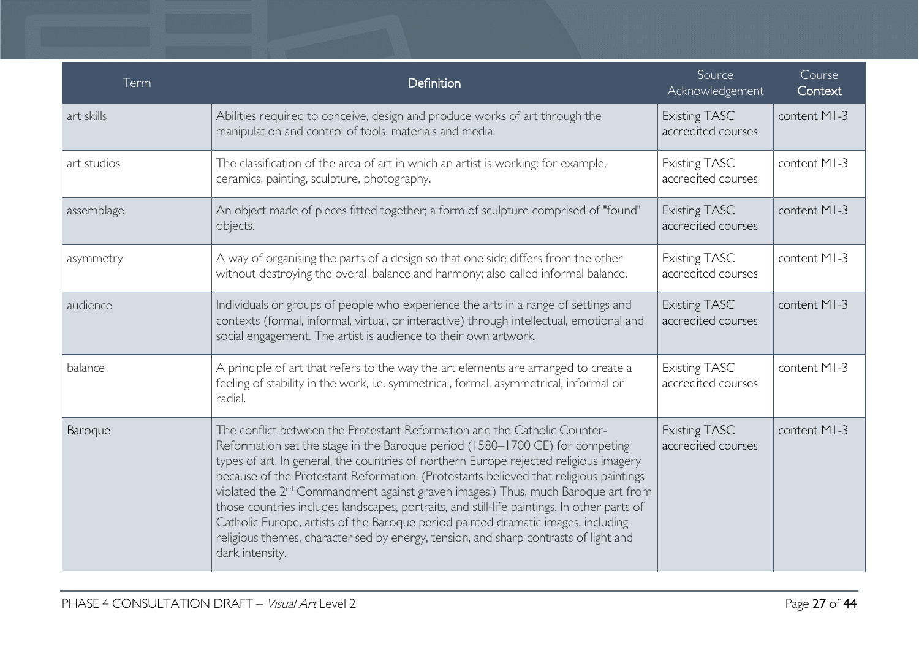| Term | Definition | Source Acknowledgement | Course Context |
|---|---|---|---|
| art skills | Abilities required to conceive, design and produce works of art through the manipulation and control of tools, materials and media. | Existing TASC accredited courses | content M1-3 |
| art studios | The classification of the area of art in which an artist is working: for example, ceramics, painting, sculpture, photography. | Existing TASC accredited courses | content M1-3 |
| assemblage | An object made of pieces fitted together; a form of sculpture comprised of "found" objects. | Existing TASC accredited courses | content M1-3 |
| asymmetry | A way of organising the parts of a design so that one side differs from the other without destroying the overall balance and harmony; also called informal balance. | Existing TASC accredited courses | content M1-3 |
| audience | Individuals or groups of people who experience the arts in a range of settings and contexts (formal, informal, virtual, or interactive) through intellectual, emotional and social engagement. The artist is audience to their own artwork. | Existing TASC accredited courses | content M1-3 |
| balance | A principle of art that refers to the way the art elements are arranged to create a feeling of stability in the work, i.e. symmetrical, formal, asymmetrical, informal or radial. | Existing TASC accredited courses | content M1-3 |
| Baroque | The conflict between the Protestant Reformation and the Catholic Counter-Reformation set the stage in the Baroque period (1580–1700 CE) for competing types of art. In general, the countries of northern Europe rejected religious imagery because of the Protestant Reformation. (Protestants believed that religious paintings violated the 2nd Commandment against graven images.) Thus, much Baroque art from those countries includes landscapes, portraits, and still-life paintings. In other parts of Catholic Europe, artists of the Baroque period painted dramatic images, including religious themes, characterised by energy, tension, and sharp contrasts of light and dark intensity. | Existing TASC accredited courses | content M1-3 |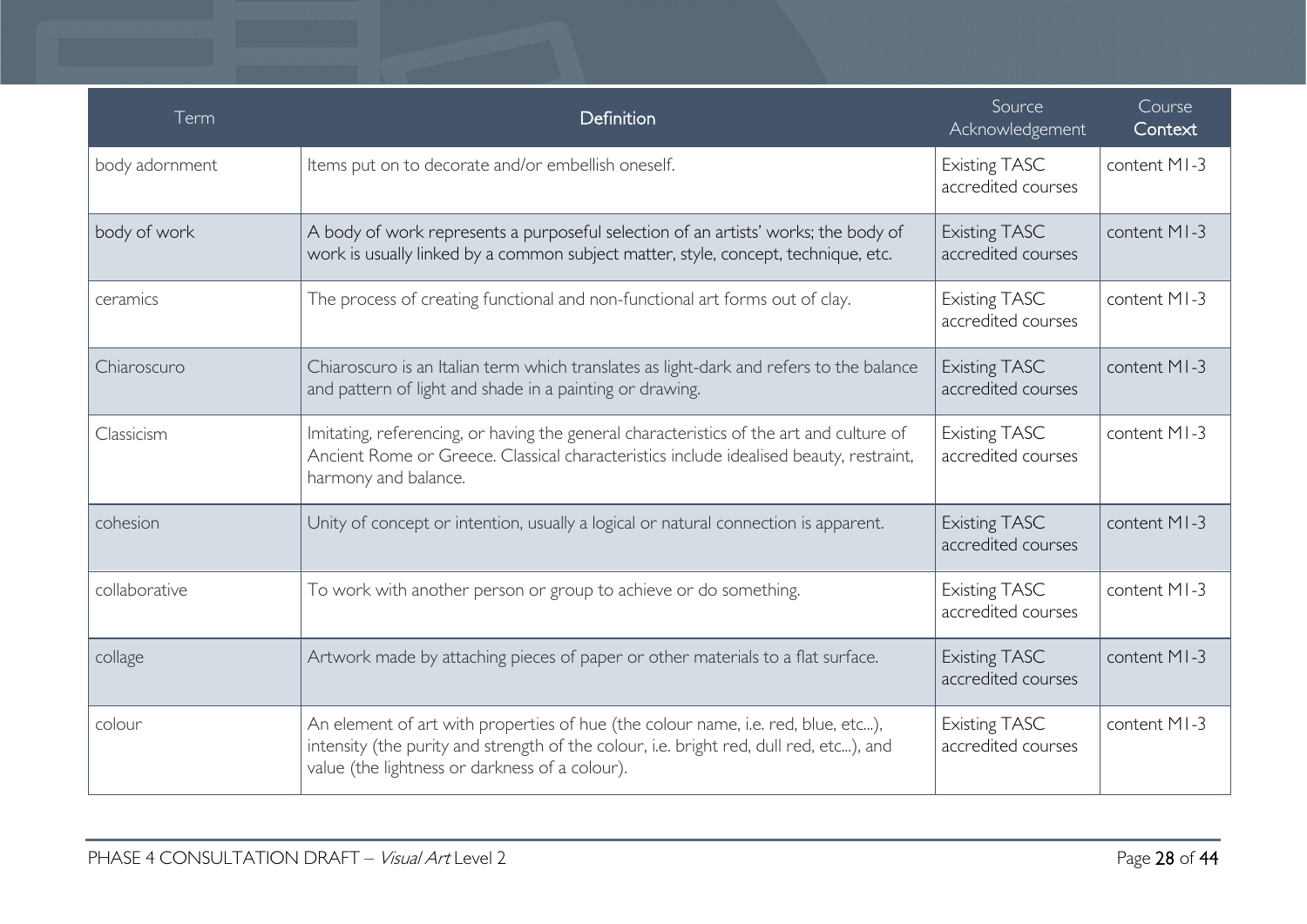| Term | Definition | Source Acknowledgement | Course Context |
| --- | --- | --- | --- |
| body adornment | Items put on to decorate and/or embellish oneself. | Existing TASC accredited courses | content M1-3 |
| body of work | A body of work represents a purposeful selection of an artists' works; the body of work is usually linked by a common subject matter, style, concept, technique, etc. | Existing TASC accredited courses | content M1-3 |
| ceramics | The process of creating functional and non-functional art forms out of clay. | Existing TASC accredited courses | content M1-3 |
| Chiaroscuro | Chiaroscuro is an Italian term which translates as light-dark and refers to the balance and pattern of light and shade in a painting or drawing. | Existing TASC accredited courses | content M1-3 |
| Classicism | Imitating, referencing, or having the general characteristics of the art and culture of Ancient Rome or Greece. Classical characteristics include idealised beauty, restraint, harmony and balance. | Existing TASC accredited courses | content M1-3 |
| cohesion | Unity of concept or intention, usually a logical or natural connection is apparent. | Existing TASC accredited courses | content M1-3 |
| collaborative | To work with another person or group to achieve or do something. | Existing TASC accredited courses | content M1-3 |
| collage | Artwork made by attaching pieces of paper or other materials to a flat surface. | Existing TASC accredited courses | content M1-3 |
| colour | An element of art with properties of hue (the colour name, i.e. red, blue, etc...), intensity (the purity and strength of the colour, i.e. bright red, dull red, etc...), and value (the lightness or darkness of a colour). | Existing TASC accredited courses | content M1-3 |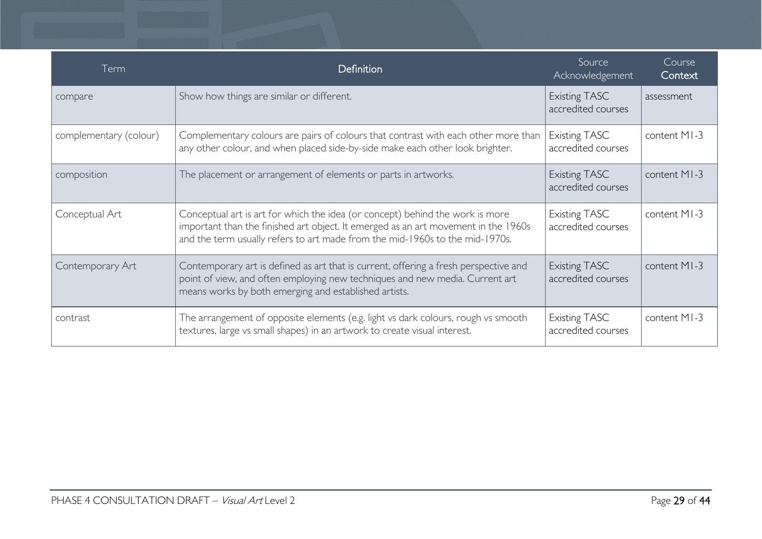| Term | Definition | Source Acknowledgement | Course Context |
|---|---|---|---|
| compare | Show how things are similar or different. | Existing TASC accredited courses | assessment |
| complementary (colour) | Complementary colours are pairs of colours that contrast with each other more than any other colour, and when placed side-by-side make each other look brighter. | Existing TASC accredited courses | content M1-3 |
| composition | The placement or arrangement of elements or parts in artworks. | Existing TASC accredited courses | content M1-3 |
| Conceptual Art | Conceptual art is art for which the idea (or concept) behind the work is more important than the finished art object. It emerged as an art movement in the 1960s and the term usually refers to art made from the mid-1960s to the mid-1970s. | Existing TASC accredited courses | content M1-3 |
| Contemporary Art | Contemporary art is defined as art that is current, offering a fresh perspective and point of view, and often employing new techniques and new media. Current art means works by both emerging and established artists. | Existing TASC accredited courses | content M1-3 |
| contrast | The arrangement of opposite elements (e.g. light vs dark colours, rough vs smooth textures, large vs small shapes) in an artwork to create visual interest. | Existing TASC accredited courses | content M1-3 |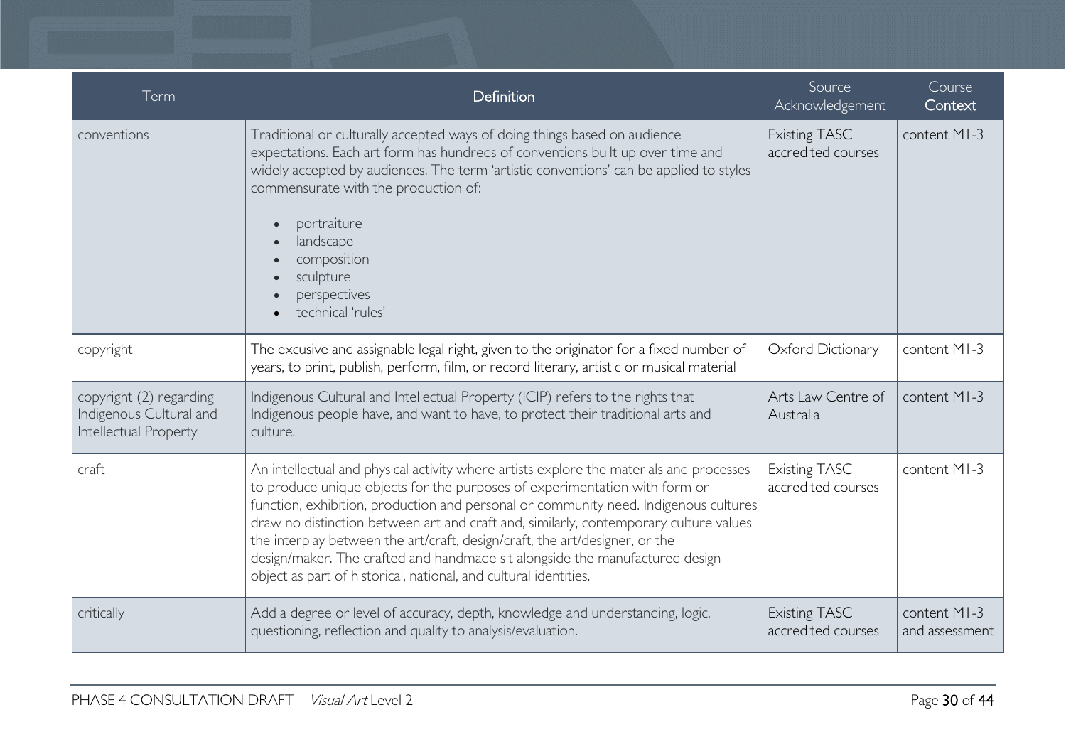| Term | Definition | Source Acknowledgement | Course Context |
|---|---|---|---|
| conventions | Traditional or culturally accepted ways of doing things based on audience expectations. Each art form has hundreds of conventions built up over time and widely accepted by audiences. The term 'artistic conventions' can be applied to styles commensurate with the production of:<br>• portraiture<br>• landscape<br>• composition<br>• sculpture<br>• perspectives<br>• technical 'rules' | Existing TASC accredited courses | content M1-3 |
| copyright | The excusive and assignable legal right, given to the originator for a fixed number of years, to print, publish, perform, film, or record literary, artistic or musical material | Oxford Dictionary | content M1-3 |
| copyright (2) regarding Indigenous Cultural and Intellectual Property | Indigenous Cultural and Intellectual Property (ICIP) refers to the rights that Indigenous people have, and want to have, to protect their traditional arts and culture. | Arts Law Centre of Australia | content M1-3 |
| craft | An intellectual and physical activity where artists explore the materials and processes to produce unique objects for the purposes of experimentation with form or function, exhibition, production and personal or community need. Indigenous cultures draw no distinction between art and craft and, similarly, contemporary culture values the interplay between the art/craft, design/craft, the art/designer, or the design/maker. The crafted and handmade sit alongside the manufactured design object as part of historical, national, and cultural identities. | Existing TASC accredited courses | content M1-3 |
| critically | Add a degree or level of accuracy, depth, knowledge and understanding, logic, questioning, reflection and quality to analysis/evaluation. | Existing TASC accredited courses | content M1-3 and assessment |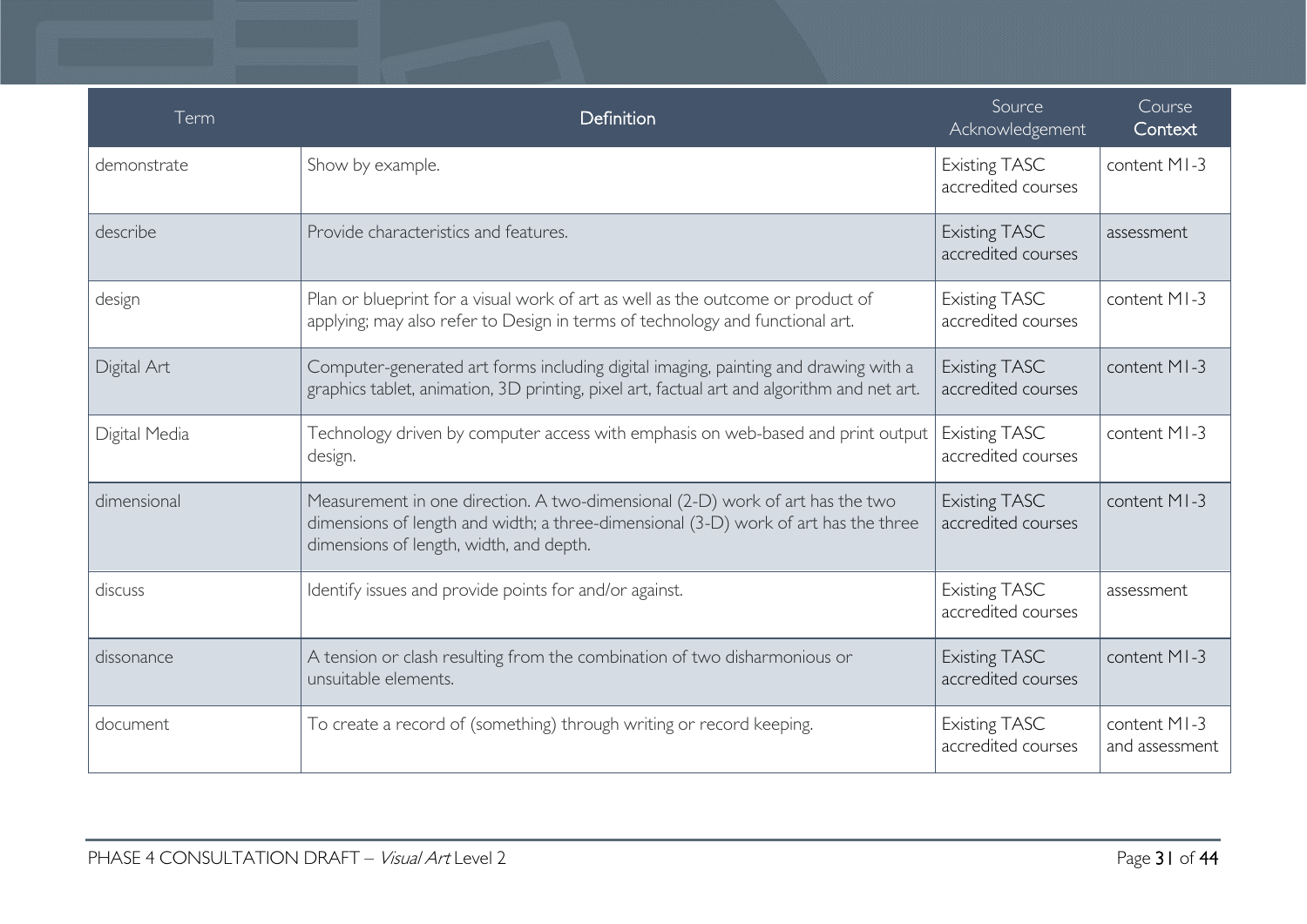| Term | Definition | Source Acknowledgement | Course Context |
|---|---|---|---|
| demonstrate | Show by example. | Existing TASC accredited courses | content M1-3 |
| describe | Provide characteristics and features. | Existing TASC accredited courses | assessment |
| design | Plan or blueprint for a visual work of art as well as the outcome or product of applying; may also refer to Design in terms of technology and functional art. | Existing TASC accredited courses | content M1-3 |
| Digital Art | Computer-generated art forms including digital imaging, painting and drawing with a graphics tablet, animation, 3D printing, pixel art, factual art and algorithm and net art. | Existing TASC accredited courses | content M1-3 |
| Digital Media | Technology driven by computer access with emphasis on web-based and print output design. | Existing TASC accredited courses | content M1-3 |
| dimensional | Measurement in one direction. A two-dimensional (2-D) work of art has the two dimensions of length and width; a three-dimensional (3-D) work of art has the three dimensions of length, width, and depth. | Existing TASC accredited courses | content M1-3 |
| discuss | Identify issues and provide points for and/or against. | Existing TASC accredited courses | assessment |
| dissonance | A tension or clash resulting from the combination of two disharmonious or unsuitable elements. | Existing TASC accredited courses | content M1-3 |
| document | To create a record of (something) through writing or record keeping. | Existing TASC accredited courses | content M1-3 and assessment |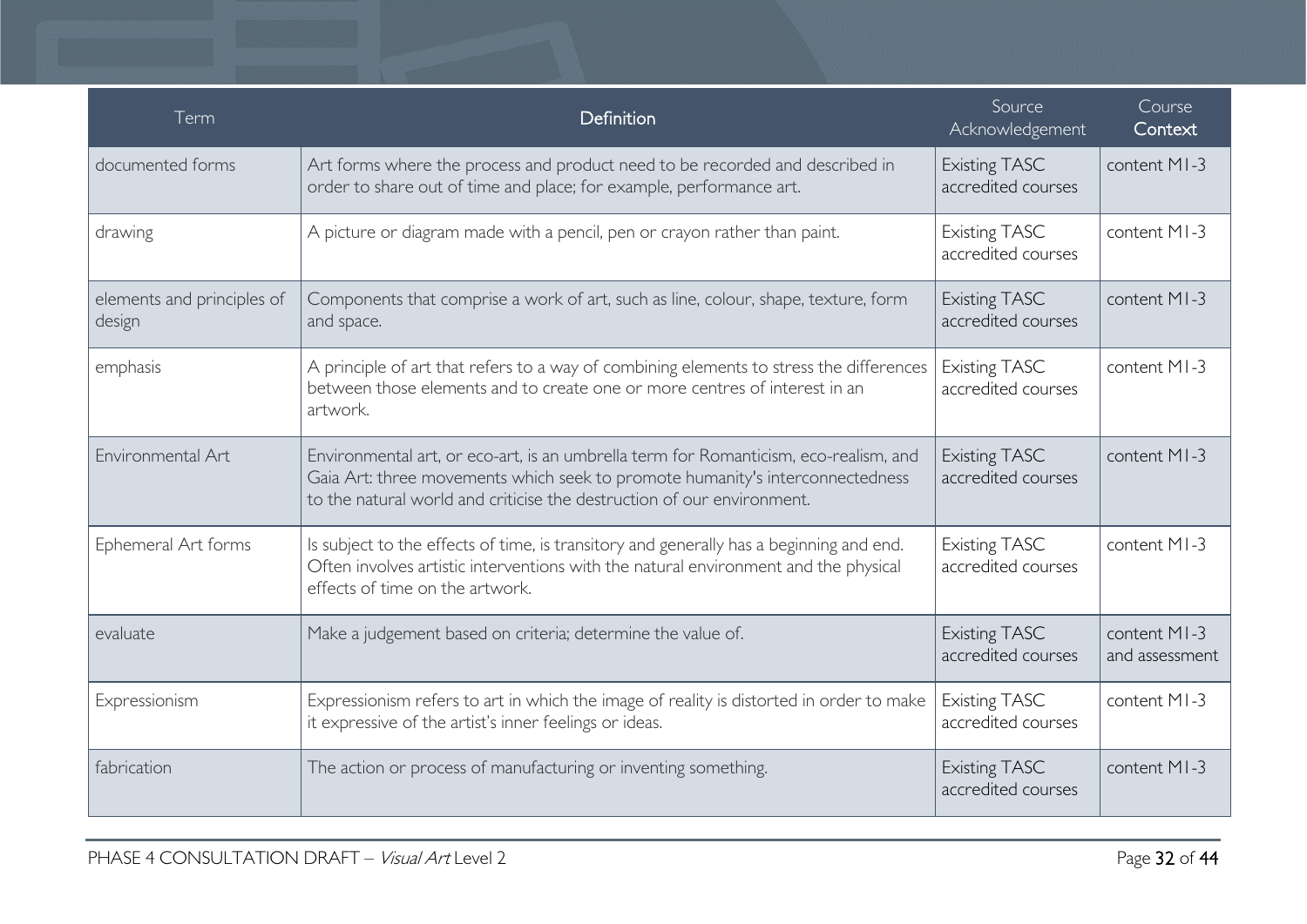| Term | Definition | Source Acknowledgement | Course Context |
| --- | --- | --- | --- |
| documented forms | Art forms where the process and product need to be recorded and described in order to share out of time and place; for example, performance art. | Existing TASC accredited courses | content M1-3 |
| drawing | A picture or diagram made with a pencil, pen or crayon rather than paint. | Existing TASC accredited courses | content M1-3 |
| elements and principles of design | Components that comprise a work of art, such as line, colour, shape, texture, form and space. | Existing TASC accredited courses | content M1-3 |
| emphasis | A principle of art that refers to a way of combining elements to stress the differences between those elements and to create one or more centres of interest in an artwork. | Existing TASC accredited courses | content M1-3 |
| Environmental Art | Environmental art, or eco-art, is an umbrella term for Romanticism, eco-realism, and Gaia Art: three movements which seek to promote humanity's interconnectedness to the natural world and criticise the destruction of our environment. | Existing TASC accredited courses | content M1-3 |
| Ephemeral Art forms | Is subject to the effects of time, is transitory and generally has a beginning and end. Often involves artistic interventions with the natural environment and the physical effects of time on the artwork. | Existing TASC accredited courses | content M1-3 |
| evaluate | Make a judgement based on criteria; determine the value of. | Existing TASC accredited courses | content M1-3 and assessment |
| Expressionism | Expressionism refers to art in which the image of reality is distorted in order to make it expressive of the artist's inner feelings or ideas. | Existing TASC accredited courses | content M1-3 |
| fabrication | The action or process of manufacturing or inventing something. | Existing TASC accredited courses | content M1-3 |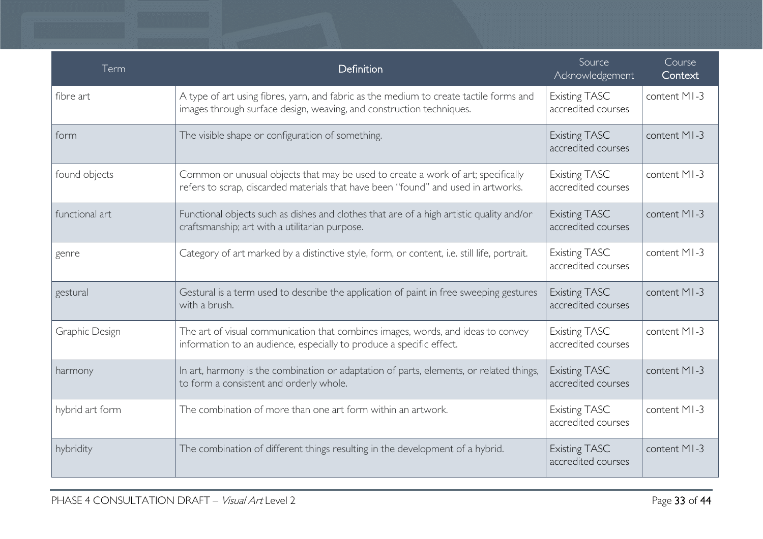| Term | Definition | Source Acknowledgement | Course Context |
| --- | --- | --- | --- |
| fibre art | A type of art using fibres, yarn, and fabric as the medium to create tactile forms and images through surface design, weaving, and construction techniques. | Existing TASC accredited courses | content M1-3 |
| form | The visible shape or configuration of something. | Existing TASC accredited courses | content M1-3 |
| found objects | Common or unusual objects that may be used to create a work of art; specifically refers to scrap, discarded materials that have been "found" and used in artworks. | Existing TASC accredited courses | content M1-3 |
| functional art | Functional objects such as dishes and clothes that are of a high artistic quality and/or craftsmanship; art with a utilitarian purpose. | Existing TASC accredited courses | content M1-3 |
| genre | Category of art marked by a distinctive style, form, or content, i.e. still life, portrait. | Existing TASC accredited courses | content M1-3 |
| gestural | Gestural is a term used to describe the application of paint in free sweeping gestures with a brush. | Existing TASC accredited courses | content M1-3 |
| Graphic Design | The art of visual communication that combines images, words, and ideas to convey information to an audience, especially to produce a specific effect. | Existing TASC accredited courses | content M1-3 |
| harmony | In art, harmony is the combination or adaptation of parts, elements, or related things, to form a consistent and orderly whole. | Existing TASC accredited courses | content M1-3 |
| hybrid art form | The combination of more than one art form within an artwork. | Existing TASC accredited courses | content M1-3 |
| hybridity | The combination of different things resulting in the development of a hybrid. | Existing TASC accredited courses | content M1-3 |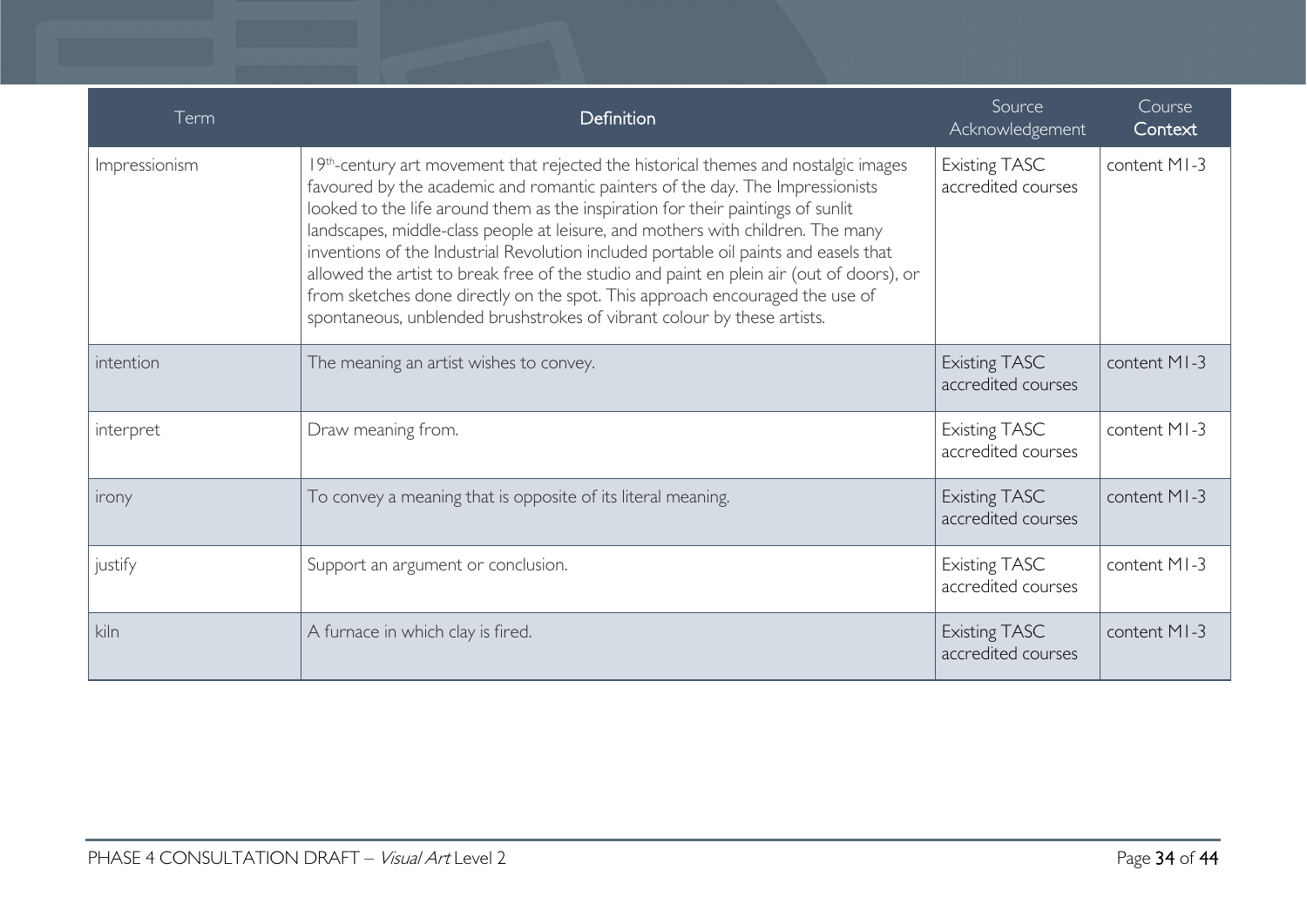| Term | Definition | Source Acknowledgement | Course Context |
|---|---|---|---|
| Impressionism | 19th-century art movement that rejected the historical themes and nostalgic images favoured by the academic and romantic painters of the day. The Impressionists looked to the life around them as the inspiration for their paintings of sunlit landscapes, middle-class people at leisure, and mothers with children. The many inventions of the Industrial Revolution included portable oil paints and easels that allowed the artist to break free of the studio and paint en plein air (out of doors), or from sketches done directly on the spot. This approach encouraged the use of spontaneous, unblended brushstrokes of vibrant colour by these artists. | Existing TASC accredited courses | content M1-3 |
| intention | The meaning an artist wishes to convey. | Existing TASC accredited courses | content M1-3 |
| interpret | Draw meaning from. | Existing TASC accredited courses | content M1-3 |
| irony | To convey a meaning that is opposite of its literal meaning. | Existing TASC accredited courses | content M1-3 |
| justify | Support an argument or conclusion. | Existing TASC accredited courses | content M1-3 |
| kiln | A furnace in which clay is fired. | Existing TASC accredited courses | content M1-3 |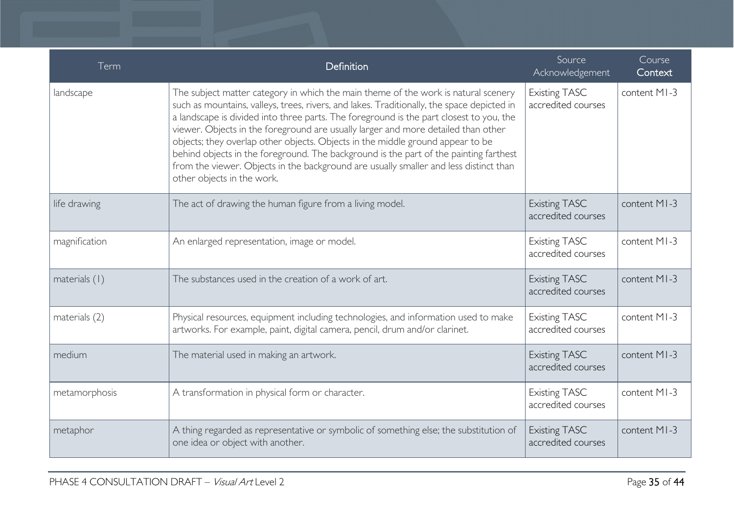| Term | Definition | Source Acknowledgement | Course Context |
| --- | --- | --- | --- |
| landscape | The subject matter category in which the main theme of the work is natural scenery such as mountains, valleys, trees, rivers, and lakes. Traditionally, the space depicted in a landscape is divided into three parts. The foreground is the part closest to you, the viewer. Objects in the foreground are usually larger and more detailed than other objects; they overlap other objects. Objects in the middle ground appear to be behind objects in the foreground. The background is the part of the painting farthest from the viewer. Objects in the background are usually smaller and less distinct than other objects in the work. | Existing TASC accredited courses | content M1-3 |
| life drawing | The act of drawing the human figure from a living model. | Existing TASC accredited courses | content M1-3 |
| magnification | An enlarged representation, image or model. | Existing TASC accredited courses | content M1-3 |
| materials (1) | The substances used in the creation of a work of art. | Existing TASC accredited courses | content M1-3 |
| materials (2) | Physical resources, equipment including technologies, and information used to make artworks. For example, paint, digital camera, pencil, drum and/or clarinet. | Existing TASC accredited courses | content M1-3 |
| medium | The material used in making an artwork. | Existing TASC accredited courses | content M1-3 |
| metamorphosis | A transformation in physical form or character. | Existing TASC accredited courses | content M1-3 |
| metaphor | A thing regarded as representative or symbolic of something else; the substitution of one idea or object with another. | Existing TASC accredited courses | content M1-3 |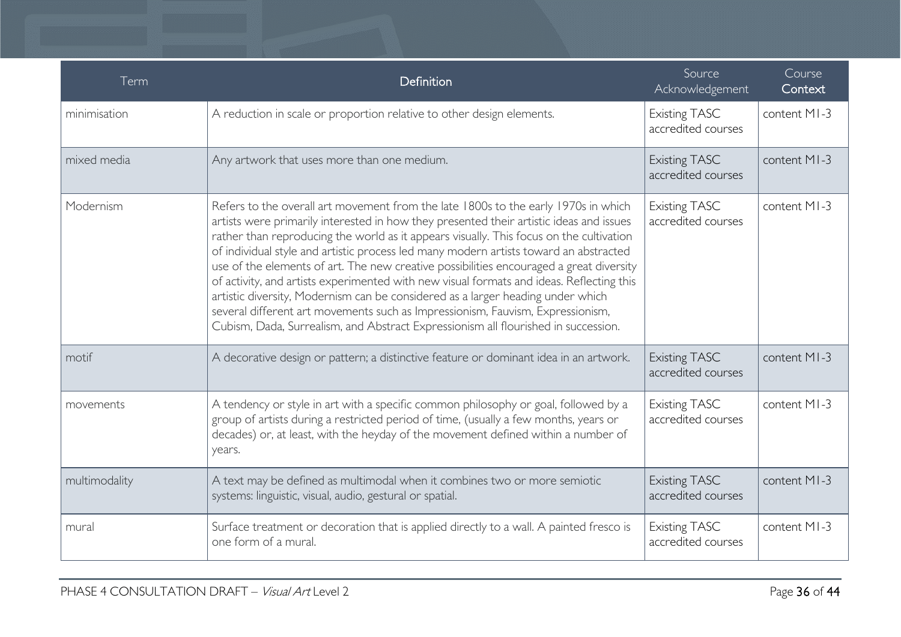| Term | Definition | Source Acknowledgement | Course Context |
| --- | --- | --- | --- |
| minimisation | A reduction in scale or proportion relative to other design elements. | Existing TASC accredited courses | content M1-3 |
| mixed media | Any artwork that uses more than one medium. | Existing TASC accredited courses | content M1-3 |
| Modernism | Refers to the overall art movement from the late 1800s to the early 1970s in which artists were primarily interested in how they presented their artistic ideas and issues rather than reproducing the world as it appears visually. This focus on the cultivation of individual style and artistic process led many modern artists toward an abstracted use of the elements of art. The new creative possibilities encouraged a great diversity of activity, and artists experimented with new visual formats and ideas. Reflecting this artistic diversity, Modernism can be considered as a larger heading under which several different art movements such as Impressionism, Fauvism, Expressionism, Cubism, Dada, Surrealism, and Abstract Expressionism all flourished in succession. | Existing TASC accredited courses | content M1-3 |
| motif | A decorative design or pattern; a distinctive feature or dominant idea in an artwork. | Existing TASC accredited courses | content M1-3 |
| movements | A tendency or style in art with a specific common philosophy or goal, followed by a group of artists during a restricted period of time, (usually a few months, years or decades) or, at least, with the heyday of the movement defined within a number of years. | Existing TASC accredited courses | content M1-3 |
| multimodality | A text may be defined as multimodal when it combines two or more semiotic systems: linguistic, visual, audio, gestural or spatial. | Existing TASC accredited courses | content M1-3 |
| mural | Surface treatment or decoration that is applied directly to a wall. A painted fresco is one form of a mural. | Existing TASC accredited courses | content M1-3 |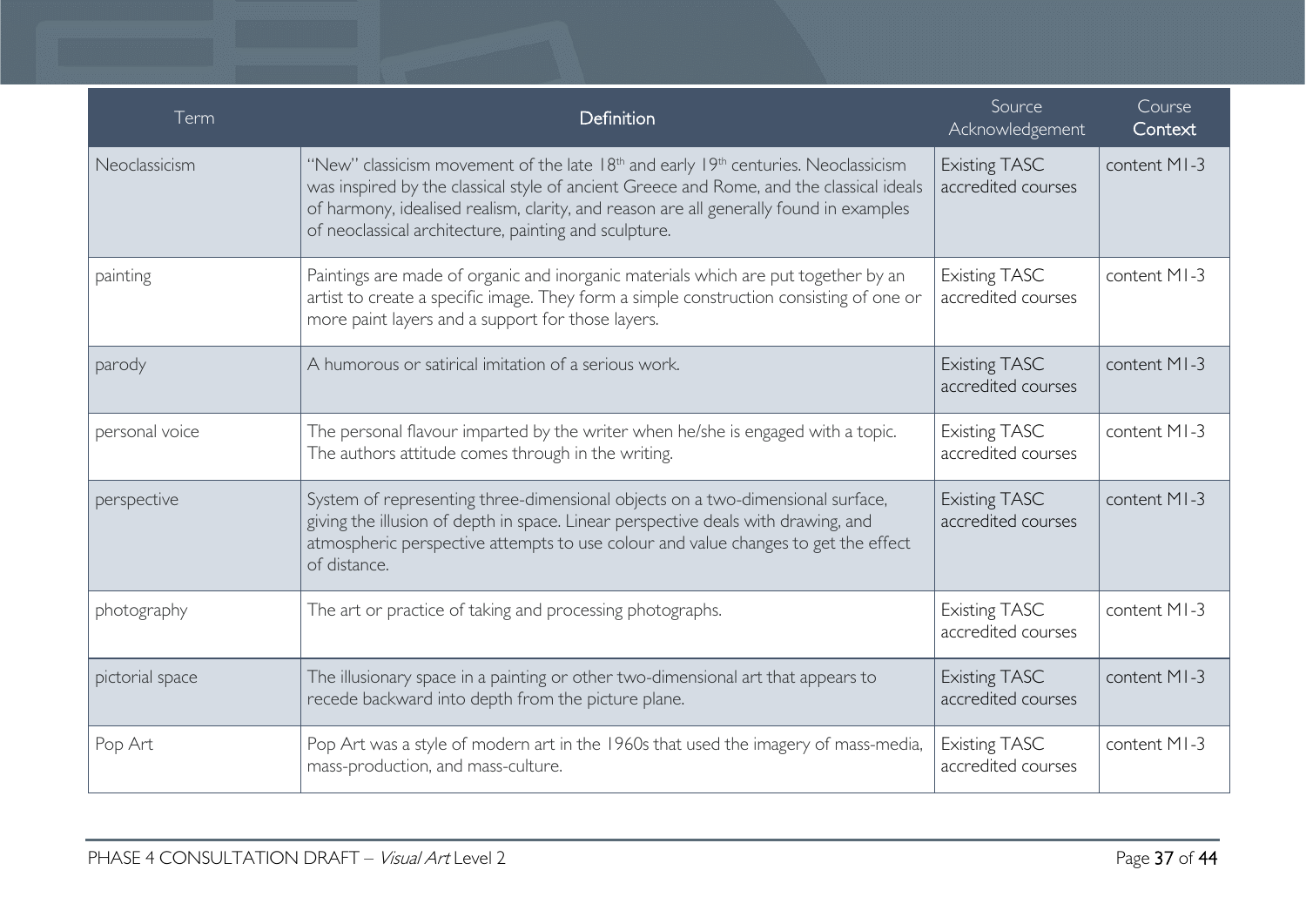| Term | Definition | Source Acknowledgement | Course Context |
|---|---|---|---|
| Neoclassicism | "New" classicism movement of the late 18th and early 19th centuries. Neoclassicism was inspired by the classical style of ancient Greece and Rome, and the classical ideals of harmony, idealised realism, clarity, and reason are all generally found in examples of neoclassical architecture, painting and sculpture. | Existing TASC accredited courses | content M1-3 |
| painting | Paintings are made of organic and inorganic materials which are put together by an artist to create a specific image. They form a simple construction consisting of one or more paint layers and a support for those layers. | Existing TASC accredited courses | content M1-3 |
| parody | A humorous or satirical imitation of a serious work. | Existing TASC accredited courses | content M1-3 |
| personal voice | The personal flavour imparted by the writer when he/she is engaged with a topic. The authors attitude comes through in the writing. | Existing TASC accredited courses | content M1-3 |
| perspective | System of representing three-dimensional objects on a two-dimensional surface, giving the illusion of depth in space. Linear perspective deals with drawing, and atmospheric perspective attempts to use colour and value changes to get the effect of distance. | Existing TASC accredited courses | content M1-3 |
| photography | The art or practice of taking and processing photographs. | Existing TASC accredited courses | content M1-3 |
| pictorial space | The illusionary space in a painting or other two-dimensional art that appears to recede backward into depth from the picture plane. | Existing TASC accredited courses | content M1-3 |
| Pop Art | Pop Art was a style of modern art in the 1960s that used the imagery of mass-media, mass-production, and mass-culture. | Existing TASC accredited courses | content M1-3 |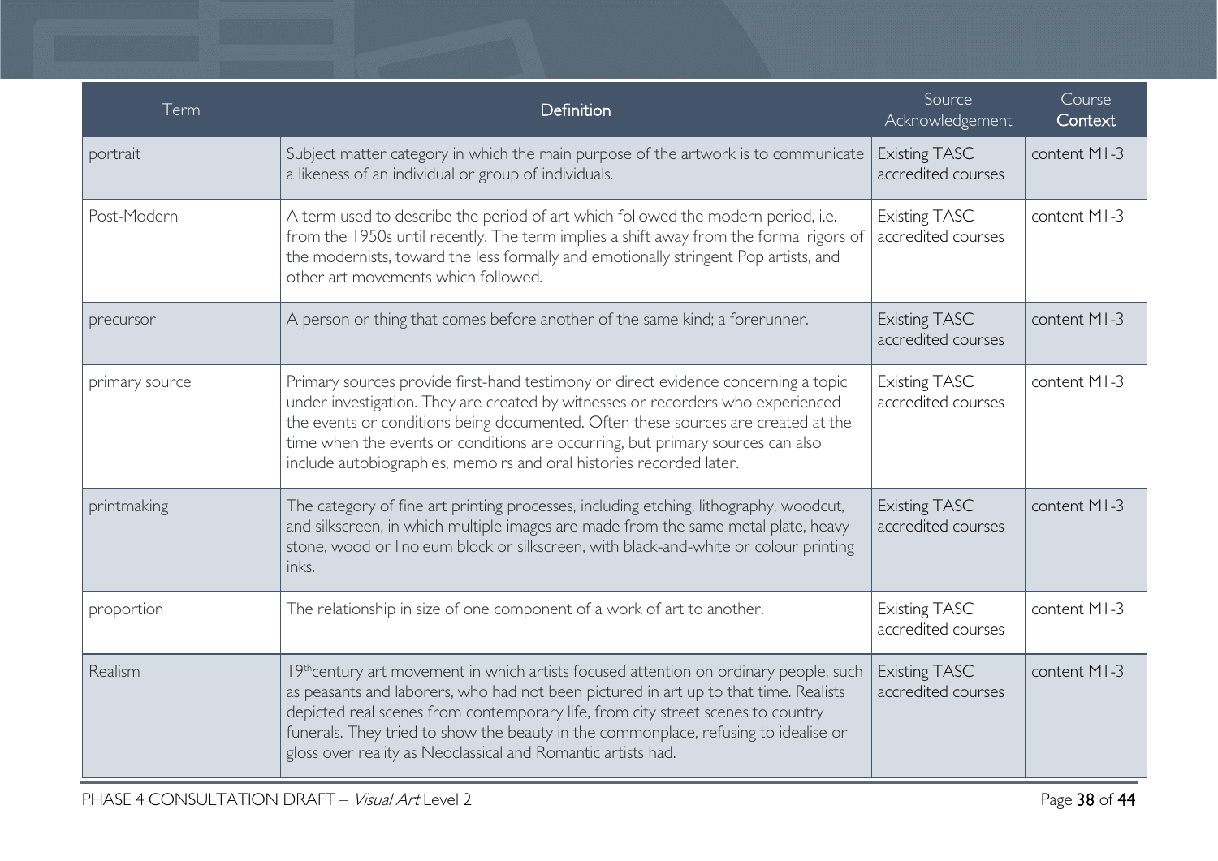| Term | Definition | Source Acknowledgement | Course Context |
|---|---|---|---|
| portrait | Subject matter category in which the main purpose of the artwork is to communicate a likeness of an individual or group of individuals. | Existing TASC accredited courses | content M1-3 |
| Post-Modern | A term used to describe the period of art which followed the modern period, i.e. from the 1950s until recently. The term implies a shift away from the formal rigors of the modernists, toward the less formally and emotionally stringent Pop artists, and other art movements which followed. | Existing TASC accredited courses | content M1-3 |
| precursor | A person or thing that comes before another of the same kind; a forerunner. | Existing TASC accredited courses | content M1-3 |
| primary source | Primary sources provide first-hand testimony or direct evidence concerning a topic under investigation. They are created by witnesses or recorders who experienced the events or conditions being documented. Often these sources are created at the time when the events or conditions are occurring, but primary sources can also include autobiographies, memoirs and oral histories recorded later. | Existing TASC accredited courses | content M1-3 |
| printmaking | The category of fine art printing processes, including etching, lithography, woodcut, and silkscreen, in which multiple images are made from the same metal plate, heavy stone, wood or linoleum block or silkscreen, with black-and-white or colour printing inks. | Existing TASC accredited courses | content M1-3 |
| proportion | The relationship in size of one component of a work of art to another. | Existing TASC accredited courses | content M1-3 |
| Realism | 19th century art movement in which artists focused attention on ordinary people, such as peasants and laborers, who had not been pictured in art up to that time. Realists depicted real scenes from contemporary life, from city street scenes to country funerals. They tried to show the beauty in the commonplace, refusing to idealise or gloss over reality as Neoclassical and Romantic artists had. | Existing TASC accredited courses | content M1-3 |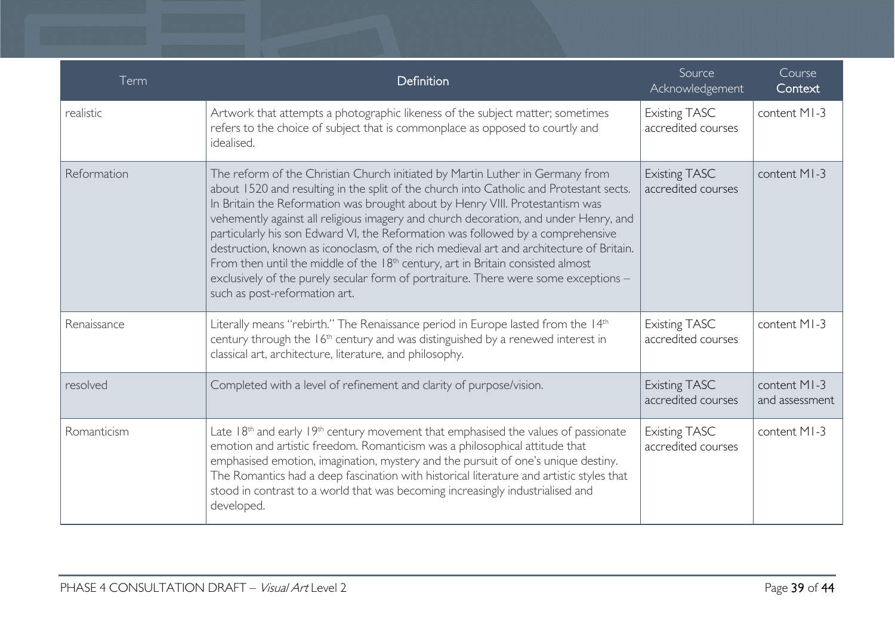| Term | Definition | Source Acknowledgement | Course Context |
|---|---|---|---|
| realistic | Artwork that attempts a photographic likeness of the subject matter; sometimes refers to the choice of subject that is commonplace as opposed to courtly and idealised. | Existing TASC accredited courses | content M1-3 |
| Reformation | The reform of the Christian Church initiated by Martin Luther in Germany from about 1520 and resulting in the split of the church into Catholic and Protestant sects. In Britain the Reformation was brought about by Henry VIII. Protestantism was vehemently against all religious imagery and church decoration, and under Henry, and particularly his son Edward VI, the Reformation was followed by a comprehensive destruction, known as iconoclasm, of the rich medieval art and architecture of Britain. From then until the middle of the 18th century, art in Britain consisted almost exclusively of the purely secular form of portraiture. There were some exceptions – such as post-reformation art. | Existing TASC accredited courses | content M1-3 |
| Renaissance | Literally means "rebirth." The Renaissance period in Europe lasted from the 14th century through the 16th century and was distinguished by a renewed interest in classical art, architecture, literature, and philosophy. | Existing TASC accredited courses | content M1-3 |
| resolved | Completed with a level of refinement and clarity of purpose/vision. | Existing TASC accredited courses | content M1-3 and assessment |
| Romanticism | Late 18th and early 19th century movement that emphasised the values of passionate emotion and artistic freedom. Romanticism was a philosophical attitude that emphasised emotion, imagination, mystery and the pursuit of one's unique destiny. The Romantics had a deep fascination with historical literature and artistic styles that stood in contrast to a world that was becoming increasingly industrialised and developed. | Existing TASC accredited courses | content M1-3 |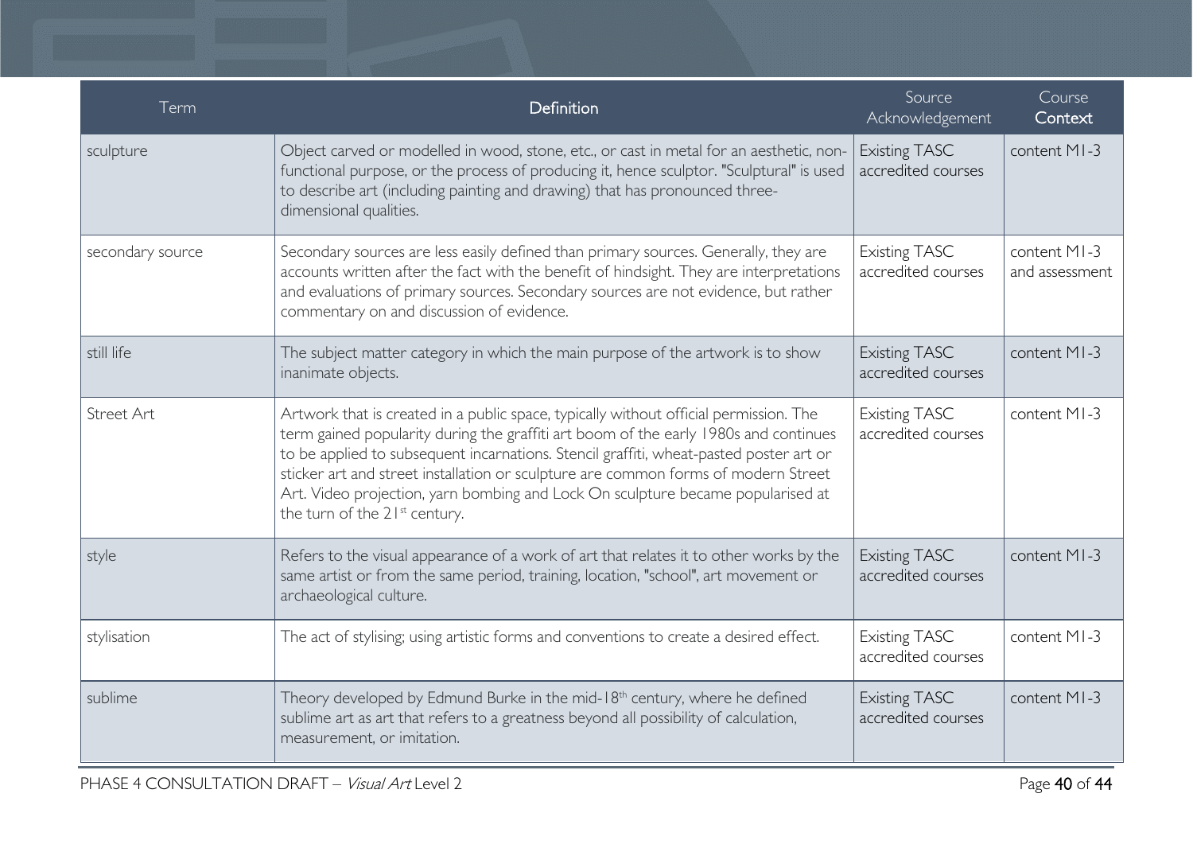| Term | Definition | Source Acknowledgement | Course Context |
|---|---|---|---|
| sculpture | Object carved or modelled in wood, stone, etc., or cast in metal for an aesthetic, non-functional purpose, or the process of producing it, hence sculptor. "Sculptural" is used to describe art (including painting and drawing) that has pronounced three-dimensional qualities. | Existing TASC accredited courses | content M1-3 |
| secondary source | Secondary sources are less easily defined than primary sources. Generally, they are accounts written after the fact with the benefit of hindsight. They are interpretations and evaluations of primary sources. Secondary sources are not evidence, but rather commentary on and discussion of evidence. | Existing TASC accredited courses | content M1-3 and assessment |
| still life | The subject matter category in which the main purpose of the artwork is to show inanimate objects. | Existing TASC accredited courses | content M1-3 |
| Street Art | Artwork that is created in a public space, typically without official permission. The term gained popularity during the graffiti art boom of the early 1980s and continues to be applied to subsequent incarnations. Stencil graffiti, wheat-pasted poster art or sticker art and street installation or sculpture are common forms of modern Street Art. Video projection, yarn bombing and Lock On sculpture became popularised at the turn of the 21st century. | Existing TASC accredited courses | content M1-3 |
| style | Refers to the visual appearance of a work of art that relates it to other works by the same artist or from the same period, training, location, "school", art movement or archaeological culture. | Existing TASC accredited courses | content M1-3 |
| stylisation | The act of stylising; using artistic forms and conventions to create a desired effect. | Existing TASC accredited courses | content M1-3 |
| sublime | Theory developed by Edmund Burke in the mid-18th century, where he defined sublime art as art that refers to a greatness beyond all possibility of calculation, measurement, or imitation. | Existing TASC accredited courses | content M1-3 |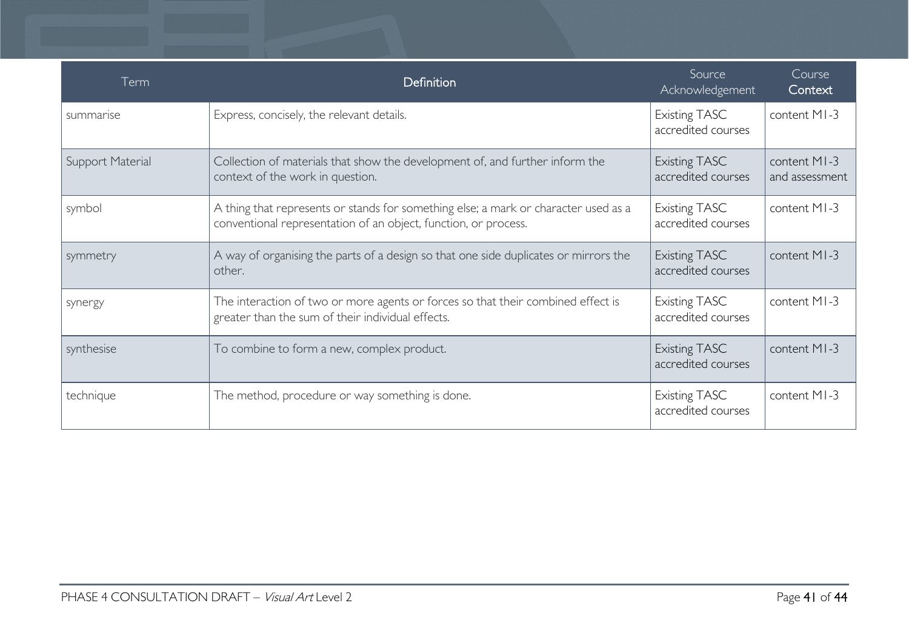| Term | Definition | Source Acknowledgement | Course Context |
| --- | --- | --- | --- |
| summarise | Express, concisely, the relevant details. | Existing TASC accredited courses | content M1-3 |
| Support Material | Collection of materials that show the development of, and further inform the context of the work in question. | Existing TASC accredited courses | content M1-3 and assessment |
| symbol | A thing that represents or stands for something else; a mark or character used as a conventional representation of an object, function, or process. | Existing TASC accredited courses | content M1-3 |
| symmetry | A way of organising the parts of a design so that one side duplicates or mirrors the other. | Existing TASC accredited courses | content M1-3 |
| synergy | The interaction of two or more agents or forces so that their combined effect is greater than the sum of their individual effects. | Existing TASC accredited courses | content M1-3 |
| synthesise | To combine to form a new, complex product. | Existing TASC accredited courses | content M1-3 |
| technique | The method, procedure or way something is done. | Existing TASC accredited courses | content M1-3 |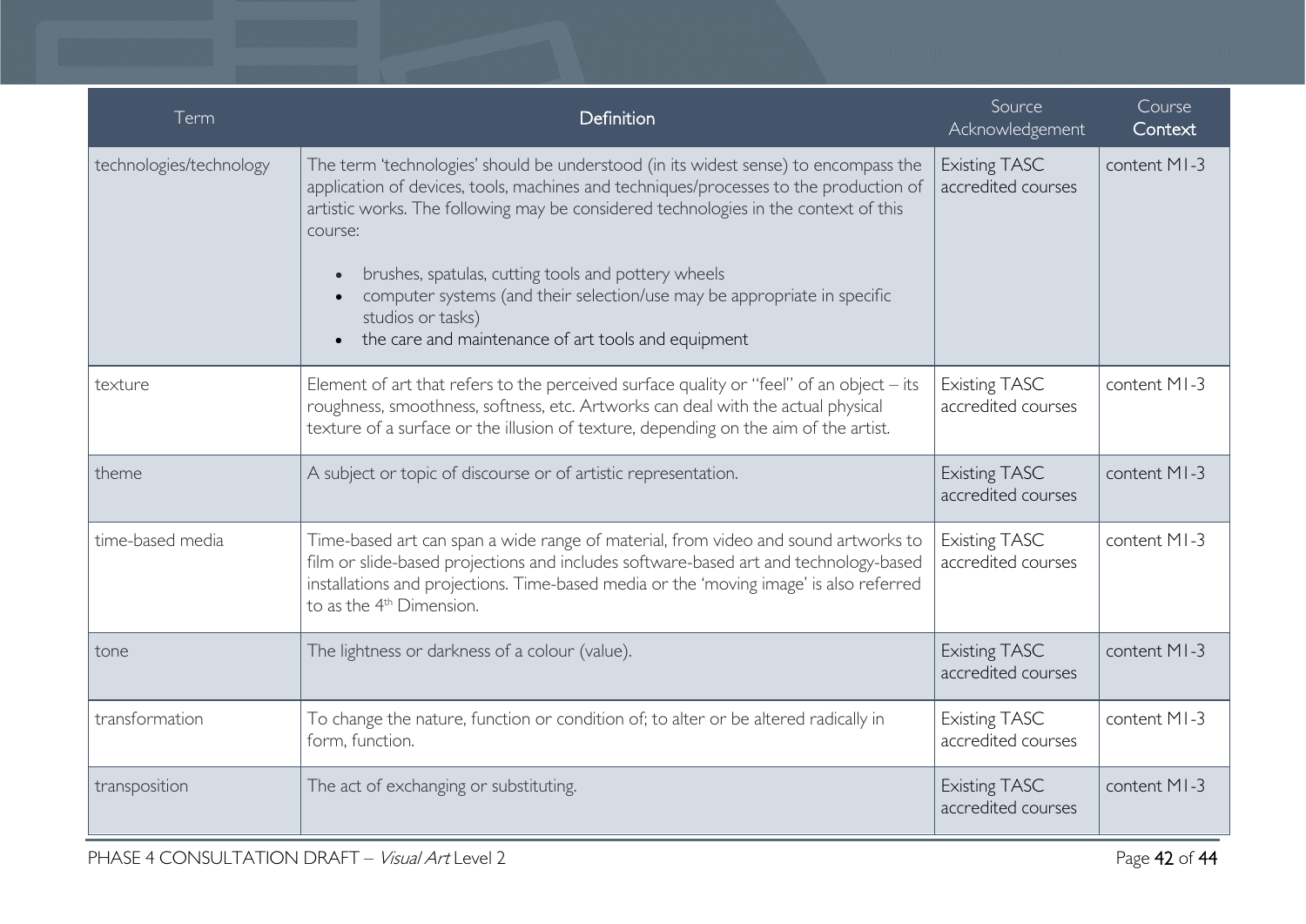| Term | Definition | Source Acknowledgement | Course Context |
|---|---|---|---|
| technologies/technology | The term 'technologies' should be understood (in its widest sense) to encompass the application of devices, tools, machines and techniques/processes to the production of artistic works. The following may be considered technologies in the context of this course:<br><br>• brushes, spatulas, cutting tools and pottery wheels<br>• computer systems (and their selection/use may be appropriate in specific studios or tasks)<br>• the care and maintenance of art tools and equipment | Existing TASC accredited courses | content M1-3 |
| texture | Element of art that refers to the perceived surface quality or "feel" of an object – its roughness, smoothness, softness, etc. Artworks can deal with the actual physical texture of a surface or the illusion of texture, depending on the aim of the artist. | Existing TASC accredited courses | content M1-3 |
| theme | A subject or topic of discourse or of artistic representation. | Existing TASC accredited courses | content M1-3 |
| time-based media | Time-based art can span a wide range of material, from video and sound artworks to film or slide-based projections and includes software-based art and technology-based installations and projections. Time-based media or the 'moving image' is also referred to as the 4th Dimension. | Existing TASC accredited courses | content M1-3 |
| tone | The lightness or darkness of a colour (value). | Existing TASC accredited courses | content M1-3 |
| transformation | To change the nature, function or condition of; to alter or be altered radically in form, function. | Existing TASC accredited courses | content M1-3 |
| transposition | The act of exchanging or substituting. | Existing TASC accredited courses | content M1-3 |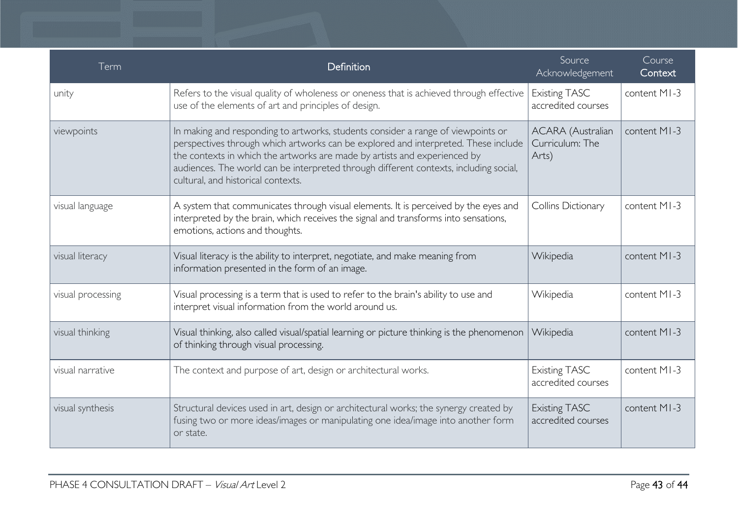| Term | Definition | Source Acknowledgement | Course Context |
|---|---|---|---|
| unity | Refers to the visual quality of wholeness or oneness that is achieved through effective use of the elements of art and principles of design. | Existing TASC accredited courses | content M1-3 |
| viewpoints | In making and responding to artworks, students consider a range of viewpoints or perspectives through which artworks can be explored and interpreted. These include the contexts in which the artworks are made by artists and experienced by audiences. The world can be interpreted through different contexts, including social, cultural, and historical contexts. | ACARA (Australian Curriculum: The Arts) | content M1-3 |
| visual language | A system that communicates through visual elements. It is perceived by the eyes and interpreted by the brain, which receives the signal and transforms into sensations, emotions, actions and thoughts. | Collins Dictionary | content M1-3 |
| visual literacy | Visual literacy is the ability to interpret, negotiate, and make meaning from information presented in the form of an image. | Wikipedia | content M1-3 |
| visual processing | Visual processing is a term that is used to refer to the brain's ability to use and interpret visual information from the world around us. | Wikipedia | content M1-3 |
| visual thinking | Visual thinking, also called visual/spatial learning or picture thinking is the phenomenon of thinking through visual processing. | Wikipedia | content M1-3 |
| visual narrative | The context and purpose of art, design or architectural works. | Existing TASC accredited courses | content M1-3 |
| visual synthesis | Structural devices used in art, design or architectural works; the synergy created by fusing two or more ideas/images or manipulating one idea/image into another form or state. | Existing TASC accredited courses | content M1-3 |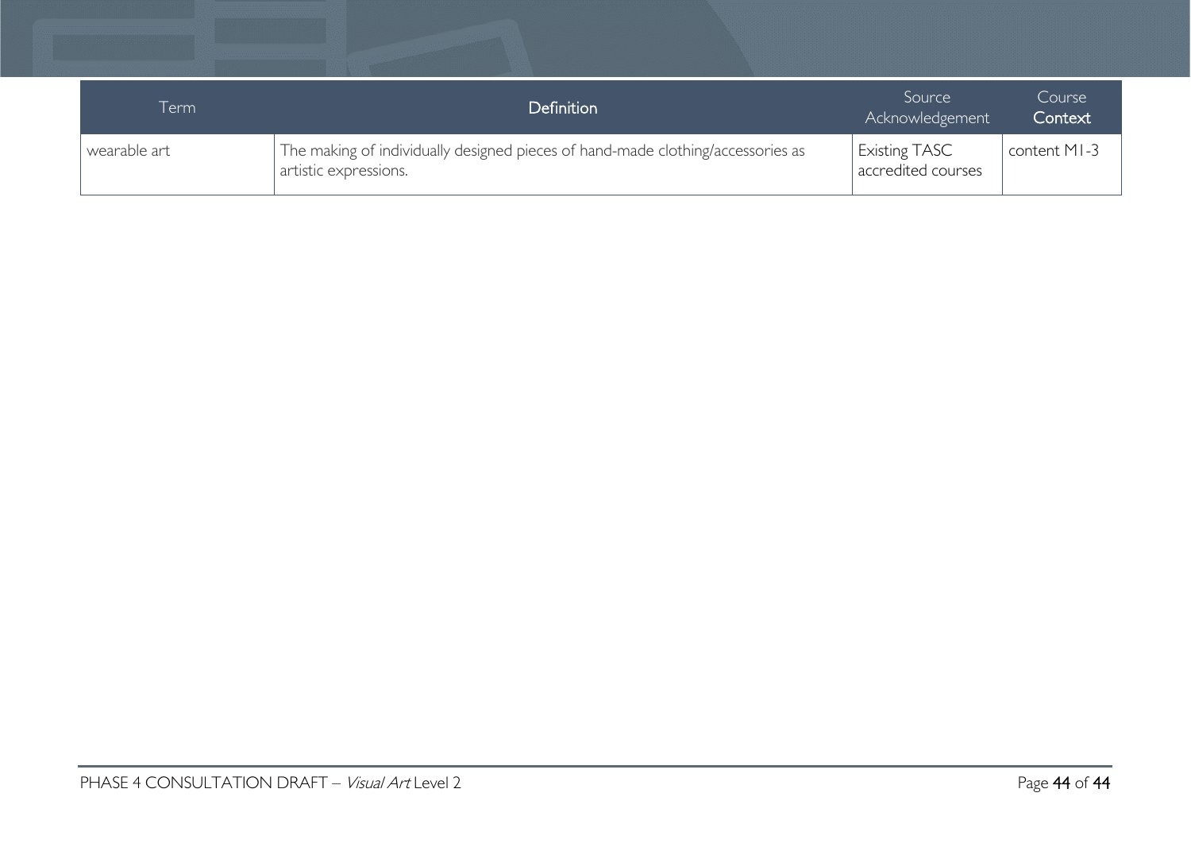| Term | Definition | Source Acknowledgement | Course Context |
|---|---|---|---|
| wearable art | The making of individually designed pieces of hand-made clothing/accessories as artistic expressions. | Existing TASC accredited courses | content M1-3 |